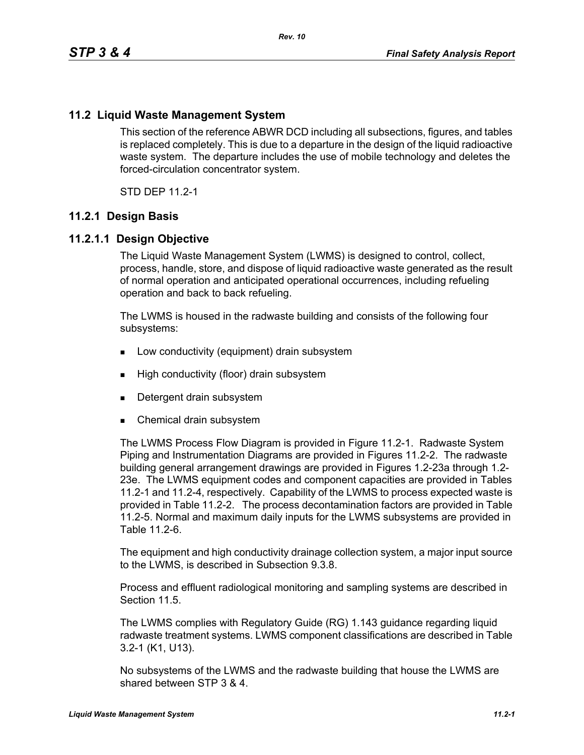## 11.2 Liquid Waste Management System

This section of the reference ABWR DCD including all subsections, figures, and tables is replaced completely. This is due to a departure in the design of the liquid radioactive waste system. The departure includes the use of mobile technology and deletes the forced-circulation concentrator system.

STD DEP 11.2-1

### 11.2.1 Design Basis

#### 11.2.1.1 Design Objective

The Liquid Waste Management System (LWMS) is designed to control, collect, process, handle, store, and dispose of liquid radioactive waste generated as the result of normal operation and anticipated operational occurrences, including refueling operation and back to back refueling.

The LWMS is housed in the radwaste building and consists of the following four subsystems:

- Low conductivity (equipment) drain subsystem
- High conductivity (floor) drain subsystem
- Detergent drain subsystem
- Chemical drain subsystem

The LWMS Process Flow Diagram is provided in Figure 11.2-1. Radwaste System Piping and Instrumentation Diagrams are provided in Figures 11.2-2. The radwaste building general arrangement drawings are provided in Figures 1.2-23a through 1.2-23e. The LWMS equipment codes and component capacities are provided in Tables 11.2-1 and 11.2-4, respectively. Capability of the LWMS to process expected waste is provided in Table 11.2-2. The process decontamination factors are provided in Table 11.2-5. Normal and maximum daily inputs for the LWMS subsystems are provided in Table 11.2-6.

The equipment and high conductivity drainage collection system, a major input source to the LWMS, is described in Subsection 9.3.8.

Process and effluent radiological monitoring and sampling systems are described in Section 11.5.

The LWMS complies with Regulatory Guide (RG) 1.143 guidance regarding liquid radwaste treatment systems. LWMS component classifications are described in Table 3.2-1 (K1, U13).

No subsystems of the LWMS and the radwaste building that house the LWMS are shared between STP 3 & 4.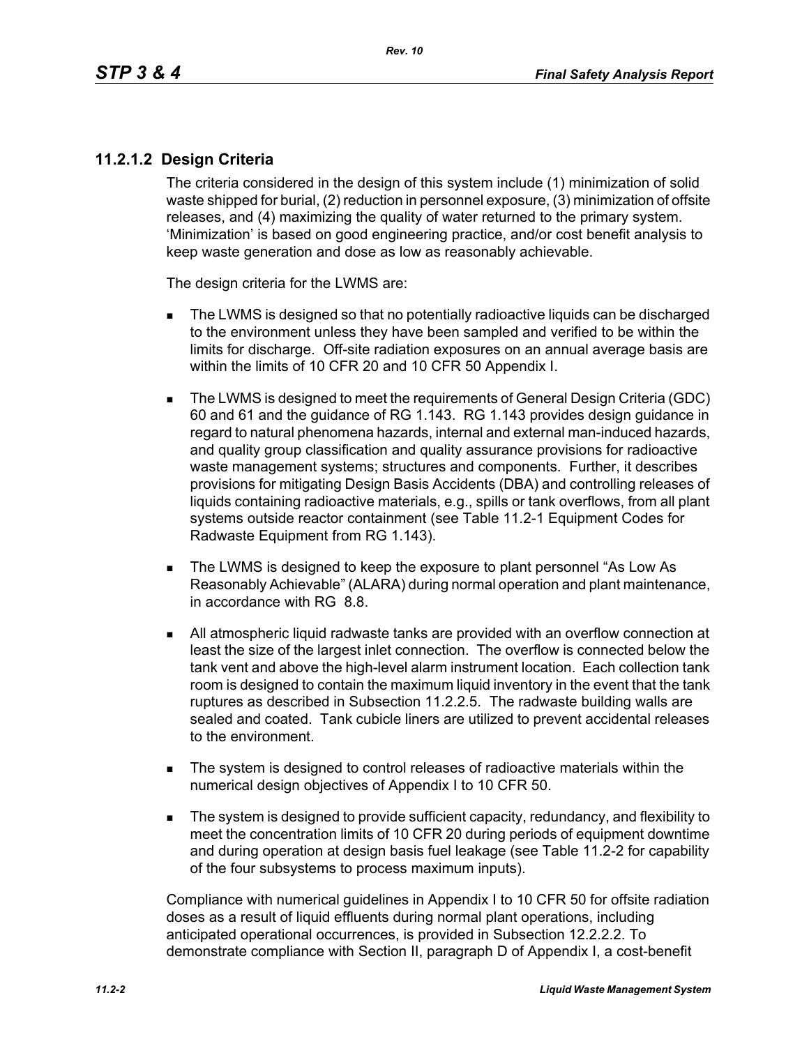### 11.2.1.2 Design Criteria

The criteria considered in the design of this system include (1) minimization of solid waste shipped for burial, (2) reduction in personnel exposure, (3) minimization of offsite releases, and (4) maximizing the quality of water returned to the primary system. 'Minimization' is based on good engineering practice, and/or cost benefit analysis to keep waste generation and dose as low as reasonably achievable.

The design criteria for the LWMS are:

- The LWMS is designed so that no potentially radioactive liquids can be discharged to the environment unless they have been sampled and verified to be within the limits for discharge. Off-site radiation exposures on an annual average basis are within the limits of 10 CFR 20 and 10 CFR 50 Appendix I.
- The LWMS is designed to meet the requirements of General Design Criteria (GDC) 60 and 61 and the guidance of RG 1.143. RG 1.143 provides design guidance in regard to natural phenomena hazards, internal and external man-induced hazards, and quality group classification and quality assurance provisions for radioactive waste management systems; structures and components. Further, it describes provisions for mitigating Design Basis Accidents (DBA) and controlling releases of liquids containing radioactive materials, e.g., spills or tank overflows, from all plant systems outside reactor containment (see Table 11.2-1 Equipment Codes for Radwaste Equipment from RG 1.143).
- The LWMS is designed to keep the exposure to plant personnel "As Low As Reasonably Achievable" (ALARA) during normal operation and plant maintenance, in accordance with RG 8.8.
- All atmospheric liquid radwaste tanks are provided with an overflow connection at least the size of the largest inlet connection. The overflow is connected below the tank vent and above the high-level alarm instrument location. Each collection tank room is designed to contain the maximum liquid inventory in the event that the tank ruptures as described in Subsection 11.2.2.5. The radwaste building walls are sealed and coated. Tank cubicle liners are utilized to prevent accidental releases to the environment.
- The system is designed to control releases of radioactive materials within the numerical design objectives of Appendix I to 10 CFR 50.
- The system is designed to provide sufficient capacity, redundancy, and flexibility to meet the concentration limits of 10 CFR 20 during periods of equipment downtime and during operation at design basis fuel leakage (see Table 11.2-2 for capability of the four subsystems to process maximum inputs).

Compliance with numerical guidelines in Appendix I to 10 CFR 50 for offsite radiation doses as a result of liquid effluents during normal plant operations, including anticipated operational occurrences, is provided in Subsection 12.2.2.2. To demonstrate compliance with Section II, paragraph D of Appendix I, a cost-benefit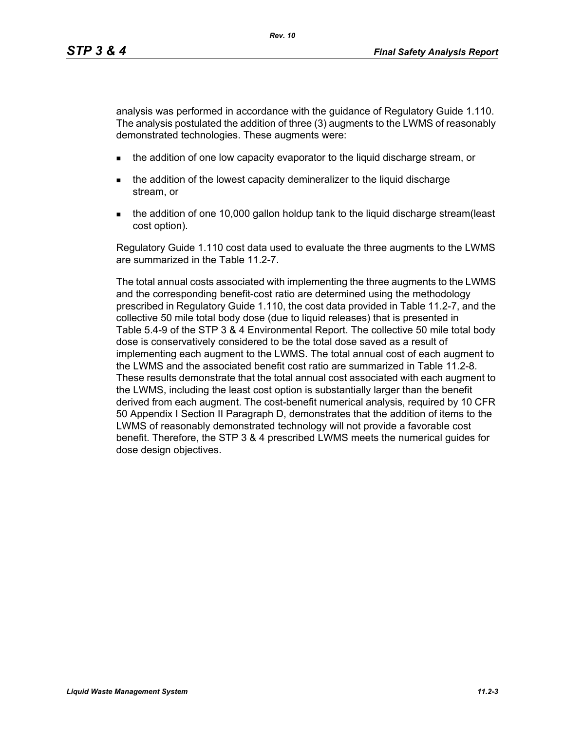analysis was performed in accordance with the guidance of Regulatory Guide 1.110. The analysis postulated the addition of three (3) augments to the LWMS of reasonably demonstrated technologies. These augments were:

- the addition of one low capacity evaporator to the liquid discharge stream, or
- the addition of the lowest capacity demineralizer to the liquid discharge stream, or
- the addition of one 10,000 gallon holdup tank to the liquid discharge stream(least cost option).

Regulatory Guide 1.110 cost data used to evaluate the three augments to the LWMS are summarized in the Table 11.2-7.

The total annual costs associated with implementing the three augments to the LWMS and the corresponding benefit-cost ratio are determined using the methodology prescribed in Regulatory Guide 1.110, the cost data provided in Table 11.2-7, and the collective 50 mile total body dose (due to liquid releases) that is presented in Table 5.4-9 of the STP 3 & 4 Environmental Report. The collective 50 mile total body dose is conservatively considered to be the total dose saved as a result of implementing each augment to the LWMS. The total annual cost of each augment to the LWMS and the associated benefit cost ratio are summarized in Table 11.2-8. These results demonstrate that the total annual cost associated with each augment to the LWMS, including the least cost option is substantially larger than the benefit derived from each augment. The cost-benefit numerical analysis, required by 10 CFR 50 Appendix I Section II Paragraph D, demonstrates that the addition of items to the LWMS of reasonably demonstrated technology will not provide a favorable cost benefit. Therefore, the STP 3 & 4 prescribed LWMS meets the numerical guides for dose design objectives.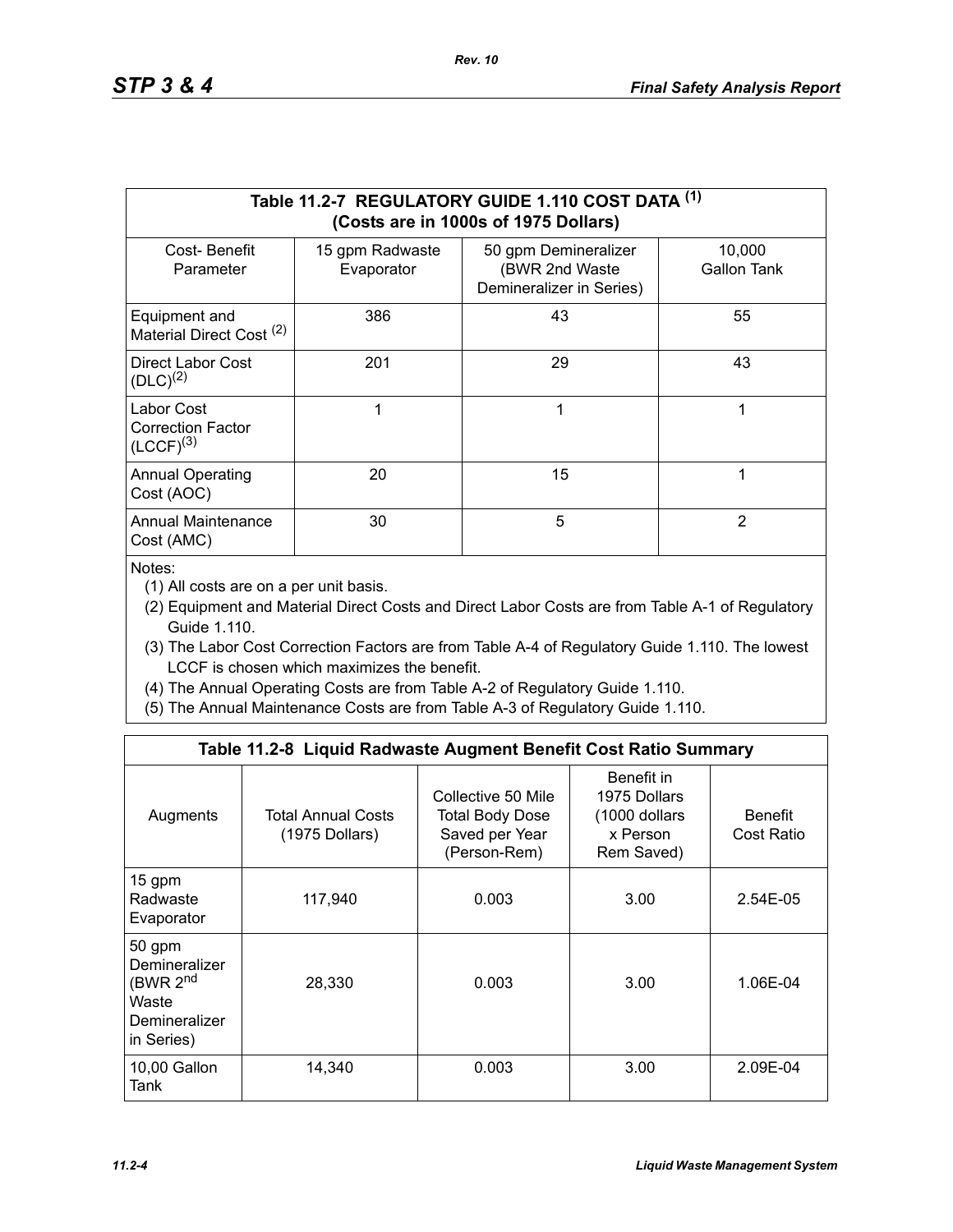| Table 11.2-7 REGULATORY GUIDE 1.110 COST DATA (1) (Costs are in 1000s of 1975 Dollars) | | | |
|---|---|---|---|
| Cost- Benefit Parameter | 15 gpm Radwaste Evaporator | 50 gpm Demineralizer (BWR 2nd Waste Demineralizer in Series) | 10,000 Gallon Tank |
| Equipment and Material Direct Cost (2) | 386 | 43 | 55 |
| Direct Labor Cost (DLC)(2) | 201 | 29 | 43 |
| Labor Cost Correction Factor (LCCF)(3) | 1 | 1 | 1 |
| Annual Operating Cost (AOC) | 20 | 15 | 1 |
| Annual Maintenance Cost (AMC) | 30 | 5 | 2 |

Notes:

(1) All costs are on a per unit basis.

(2) Equipment and Material Direct Costs and Direct Labor Costs are from Table A-1 of Regulatory Guide 1.110.

(3) The Labor Cost Correction Factors are from Table A-4 of Regulatory Guide 1.110. The lowest LCCF is chosen which maximizes the benefit.

(4) The Annual Operating Costs are from Table A-2 of Regulatory Guide 1.110.

(5) The Annual Maintenance Costs are from Table A-3 of Regulatory Guide 1.110.

| Table 11.2-8 Liquid Radwaste Augment Benefit Cost Ratio Summary | | | | |
|---|---|---|---|---|
| Augments | Total Annual Costs (1975 Dollars) | Collective 50 Mile Total Body Dose Saved per Year (Person-Rem) | Benefit in 1975 Dollars (1000 dollars x Person Rem Saved) | Benefit Cost Ratio |
| 15 gpm Radwaste Evaporator | 117,940 | 0.003 | 3.00 | 2.54E-05 |
| 50 gpm Demineralizer (BWR 2nd Waste Demineralizer in Series) | 28,330 | 0.003 | 3.00 | 1.06E-04 |
| 10,00 Gallon Tank | 14,340 | 0.003 | 3.00 | 2.09E-04 |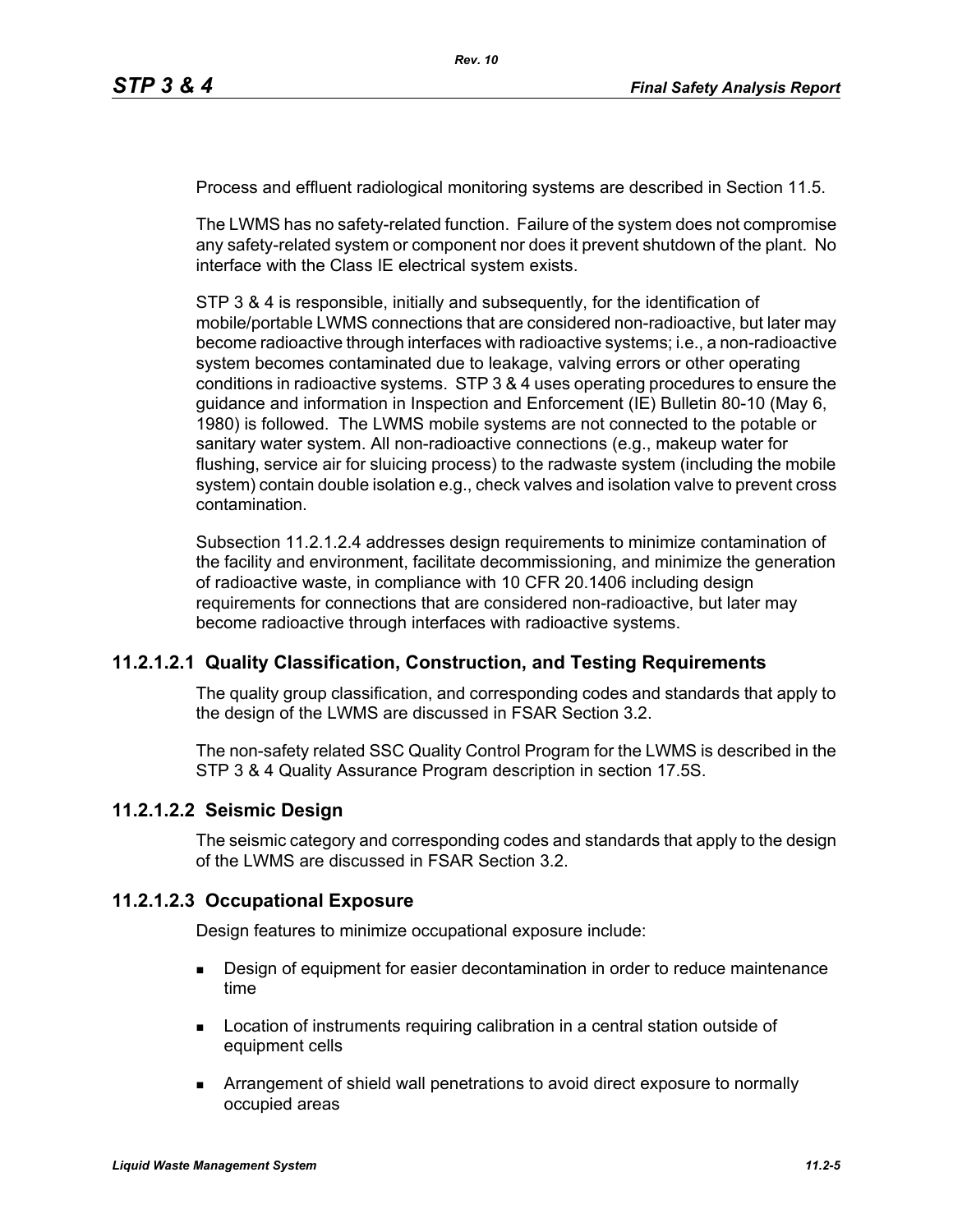Process and effluent radiological monitoring systems are described in Section 11.5.

The LWMS has no safety-related function. Failure of the system does not compromise any safety-related system or component nor does it prevent shutdown of the plant. No interface with the Class IE electrical system exists.

STP 3 & 4 is responsible, initially and subsequently, for the identification of mobile/portable LWMS connections that are considered non-radioactive, but later may become radioactive through interfaces with radioactive systems; i.e., a non-radioactive system becomes contaminated due to leakage, valving errors or other operating conditions in radioactive systems. STP 3 & 4 uses operating procedures to ensure the guidance and information in Inspection and Enforcement (IE) Bulletin 80-10 (May 6, 1980) is followed. The LWMS mobile systems are not connected to the potable or sanitary water system. All non-radioactive connections (e.g., makeup water for flushing, service air for sluicing process) to the radwaste system (including the mobile system) contain double isolation e.g., check valves and isolation valve to prevent cross contamination.

Subsection 11.2.1.2.4 addresses design requirements to minimize contamination of the facility and environment, facilitate decommissioning, and minimize the generation of radioactive waste, in compliance with 10 CFR 20.1406 including design requirements for connections that are considered non-radioactive, but later may become radioactive through interfaces with radioactive systems.

### 11.2.1.2.1 Quality Classification, Construction, and Testing Requirements

The quality group classification, and corresponding codes and standards that apply to the design of the LWMS are discussed in FSAR Section 3.2.

The non-safety related SSC Quality Control Program for the LWMS is described in the STP 3 & 4 Quality Assurance Program description in section 17.5S.

### 11.2.1.2.2 Seismic Design

The seismic category and corresponding codes and standards that apply to the design of the LWMS are discussed in FSAR Section 3.2.

### 11.2.1.2.3 Occupational Exposure

Design features to minimize occupational exposure include:

- Design of equipment for easier decontamination in order to reduce maintenance time
- Location of instruments requiring calibration in a central station outside of equipment cells
- Arrangement of shield wall penetrations to avoid direct exposure to normally occupied areas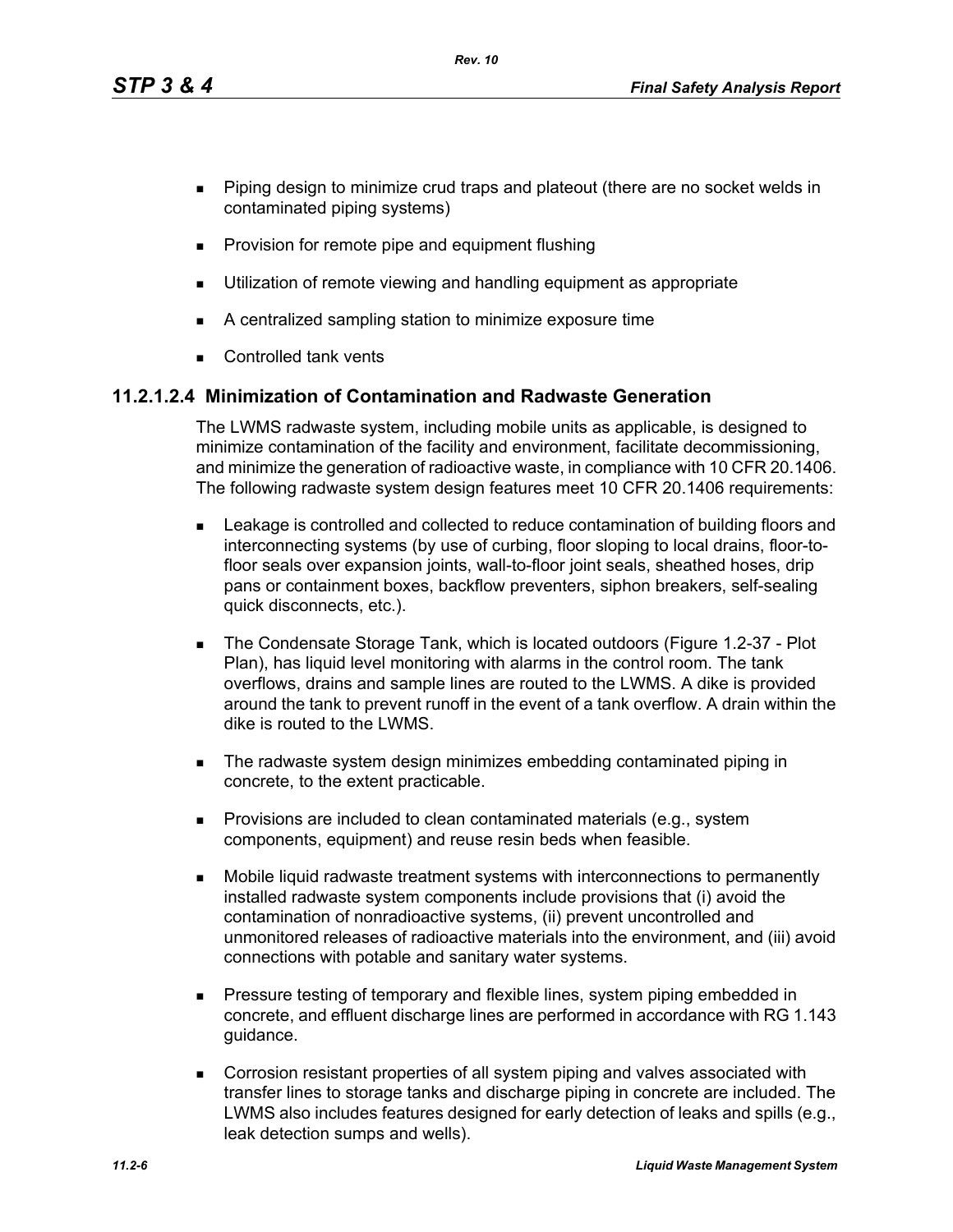- Piping design to minimize crud traps and plateout (there are no socket welds in contaminated piping systems)
- Provision for remote pipe and equipment flushing
- Utilization of remote viewing and handling equipment as appropriate
- A centralized sampling station to minimize exposure time
- Controlled tank vents

### 11.2.1.2.4 Minimization of Contamination and Radwaste Generation

The LWMS radwaste system, including mobile units as applicable, is designed to minimize contamination of the facility and environment, facilitate decommissioning, and minimize the generation of radioactive waste, in compliance with 10 CFR 20.1406. The following radwaste system design features meet 10 CFR 20.1406 requirements:

- Leakage is controlled and collected to reduce contamination of building floors and interconnecting systems (by use of curbing, floor sloping to local drains, floor-to-floor seals over expansion joints, wall-to-floor joint seals, sheathed hoses, drip pans or containment boxes, backflow preventers, siphon breakers, self-sealing quick disconnects, etc.).
- The Condensate Storage Tank, which is located outdoors (Figure 1.2-37 - Plot Plan), has liquid level monitoring with alarms in the control room. The tank overflows, drains and sample lines are routed to the LWMS. A dike is provided around the tank to prevent runoff in the event of a tank overflow. A drain within the dike is routed to the LWMS.
- The radwaste system design minimizes embedding contaminated piping in concrete, to the extent practicable.
- Provisions are included to clean contaminated materials (e.g., system components, equipment) and reuse resin beds when feasible.
- Mobile liquid radwaste treatment systems with interconnections to permanently installed radwaste system components include provisions that (i) avoid the contamination of nonradioactive systems, (ii) prevent uncontrolled and unmonitored releases of radioactive materials into the environment, and (iii) avoid connections with potable and sanitary water systems.
- Pressure testing of temporary and flexible lines, system piping embedded in concrete, and effluent discharge lines are performed in accordance with RG 1.143 guidance.
- Corrosion resistant properties of all system piping and valves associated with transfer lines to storage tanks and discharge piping in concrete are included. The LWMS also includes features designed for early detection of leaks and spills (e.g., leak detection sumps and wells).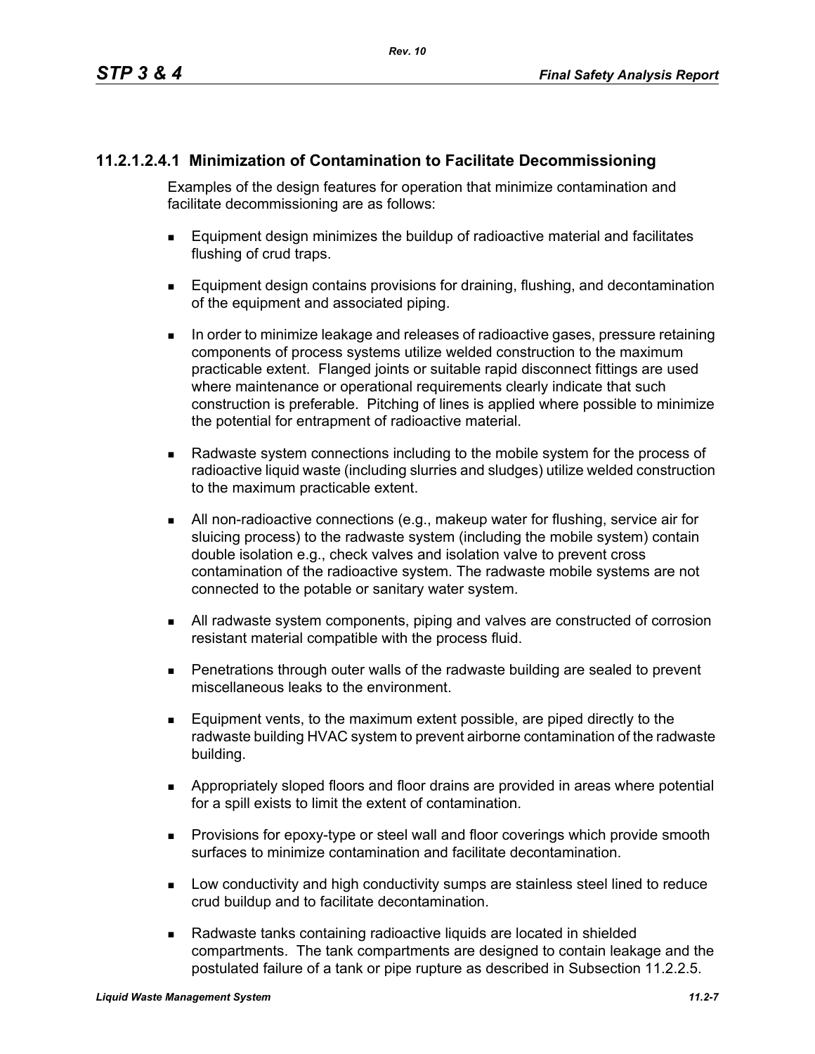#### 11.2.1.2.4.1 Minimization of Contamination to Facilitate Decommissioning

Examples of the design features for operation that minimize contamination and facilitate decommissioning are as follows:

- Equipment design minimizes the buildup of radioactive material and facilitates flushing of crud traps.
- Equipment design contains provisions for draining, flushing, and decontamination of the equipment and associated piping.
- In order to minimize leakage and releases of radioactive gases, pressure retaining components of process systems utilize welded construction to the maximum practicable extent. Flanged joints or suitable rapid disconnect fittings are used where maintenance or operational requirements clearly indicate that such construction is preferable. Pitching of lines is applied where possible to minimize the potential for entrapment of radioactive material.
- Radwaste system connections including to the mobile system for the process of radioactive liquid waste (including slurries and sludges) utilize welded construction to the maximum practicable extent.
- All non-radioactive connections (e.g., makeup water for flushing, service air for sluicing process) to the radwaste system (including the mobile system) contain double isolation e.g., check valves and isolation valve to prevent cross contamination of the radioactive system. The radwaste mobile systems are not connected to the potable or sanitary water system.
- All radwaste system components, piping and valves are constructed of corrosion resistant material compatible with the process fluid.
- Penetrations through outer walls of the radwaste building are sealed to prevent miscellaneous leaks to the environment.
- Equipment vents, to the maximum extent possible, are piped directly to the radwaste building HVAC system to prevent airborne contamination of the radwaste building.
- Appropriately sloped floors and floor drains are provided in areas where potential for a spill exists to limit the extent of contamination.
- Provisions for epoxy-type or steel wall and floor coverings which provide smooth surfaces to minimize contamination and facilitate decontamination.
- Low conductivity and high conductivity sumps are stainless steel lined to reduce crud buildup and to facilitate decontamination.
- Radwaste tanks containing radioactive liquids are located in shielded compartments. The tank compartments are designed to contain leakage and the postulated failure of a tank or pipe rupture as described in Subsection 11.2.2.5.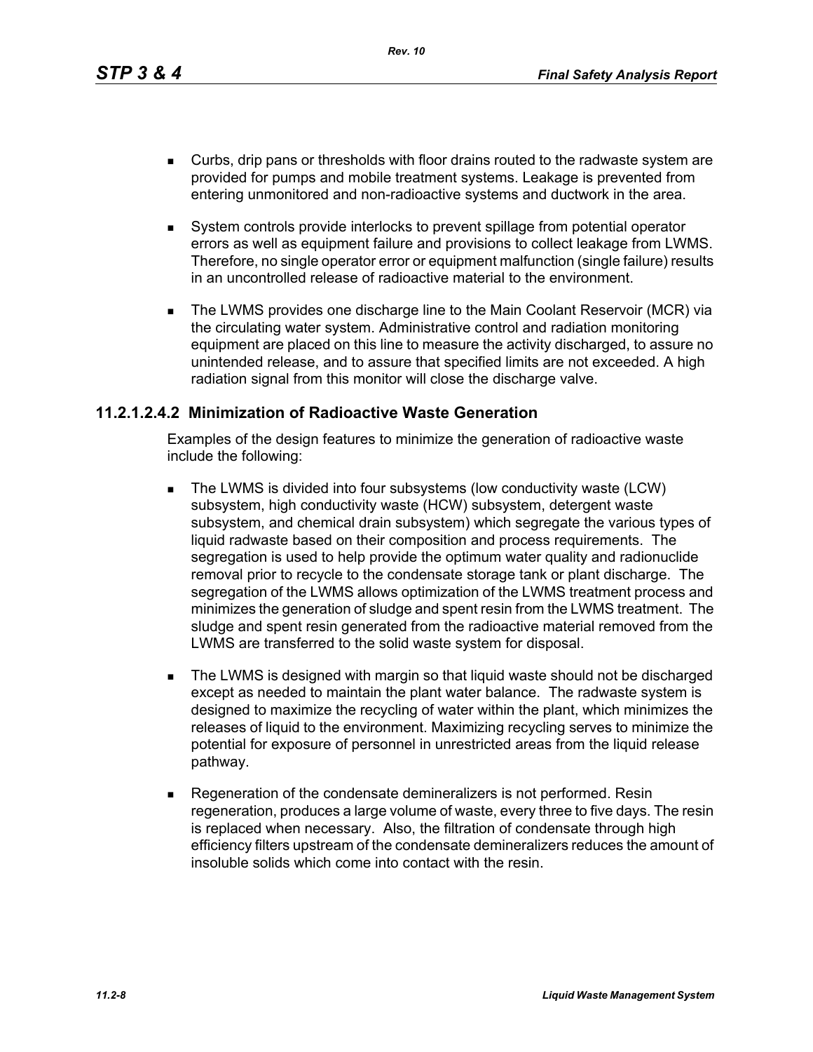- Curbs, drip pans or thresholds with floor drains routed to the radwaste system are provided for pumps and mobile treatment systems. Leakage is prevented from entering unmonitored and non-radioactive systems and ductwork in the area.

- System controls provide interlocks to prevent spillage from potential operator errors as well as equipment failure and provisions to collect leakage from LWMS. Therefore, no single operator error or equipment malfunction (single failure) results in an uncontrolled release of radioactive material to the environment.

- The LWMS provides one discharge line to the Main Coolant Reservoir (MCR) via the circulating water system. Administrative control and radiation monitoring equipment are placed on this line to measure the activity discharged, to assure no unintended release, and to assure that specified limits are not exceeded. A high radiation signal from this monitor will close the discharge valve.

### 11.2.1.2.4.2 Minimization of Radioactive Waste Generation

Examples of the design features to minimize the generation of radioactive waste include the following:

- The LWMS is divided into four subsystems (low conductivity waste (LCW) subsystem, high conductivity waste (HCW) subsystem, detergent waste subsystem, and chemical drain subsystem) which segregate the various types of liquid radwaste based on their composition and process requirements. The segregation is used to help provide the optimum water quality and radionuclide removal prior to recycle to the condensate storage tank or plant discharge. The segregation of the LWMS allows optimization of the LWMS treatment process and minimizes the generation of sludge and spent resin from the LWMS treatment. The sludge and spent resin generated from the radioactive material removed from the LWMS are transferred to the solid waste system for disposal.

- The LWMS is designed with margin so that liquid waste should not be discharged except as needed to maintain the plant water balance. The radwaste system is designed to maximize the recycling of water within the plant, which minimizes the releases of liquid to the environment. Maximizing recycling serves to minimize the potential for exposure of personnel in unrestricted areas from the liquid release pathway.

- Regeneration of the condensate demineralizers is not performed. Resin regeneration, produces a large volume of waste, every three to five days. The resin is replaced when necessary. Also, the filtration of condensate through high efficiency filters upstream of the condensate demineralizers reduces the amount of insoluble solids which come into contact with the resin.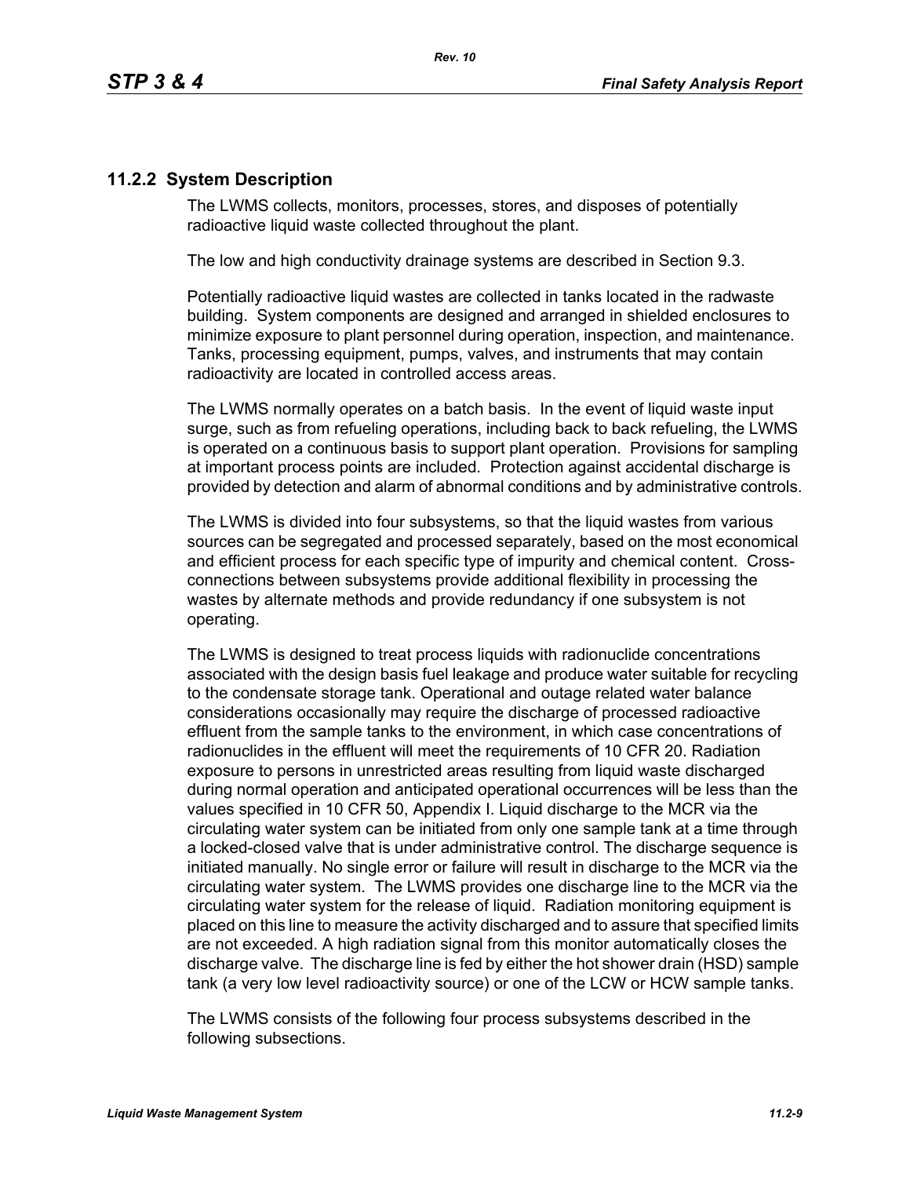## 11.2.2 System Description

The LWMS collects, monitors, processes, stores, and disposes of potentially radioactive liquid waste collected throughout the plant.

The low and high conductivity drainage systems are described in Section 9.3.

Potentially radioactive liquid wastes are collected in tanks located in the radwaste building. System components are designed and arranged in shielded enclosures to minimize exposure to plant personnel during operation, inspection, and maintenance. Tanks, processing equipment, pumps, valves, and instruments that may contain radioactivity are located in controlled access areas.

The LWMS normally operates on a batch basis. In the event of liquid waste input surge, such as from refueling operations, including back to back refueling, the LWMS is operated on a continuous basis to support plant operation. Provisions for sampling at important process points are included. Protection against accidental discharge is provided by detection and alarm of abnormal conditions and by administrative controls.

The LWMS is divided into four subsystems, so that the liquid wastes from various sources can be segregated and processed separately, based on the most economical and efficient process for each specific type of impurity and chemical content. Cross-connections between subsystems provide additional flexibility in processing the wastes by alternate methods and provide redundancy if one subsystem is not operating.

The LWMS is designed to treat process liquids with radionuclide concentrations associated with the design basis fuel leakage and produce water suitable for recycling to the condensate storage tank. Operational and outage related water balance considerations occasionally may require the discharge of processed radioactive effluent from the sample tanks to the environment, in which case concentrations of radionuclides in the effluent will meet the requirements of 10 CFR 20. Radiation exposure to persons in unrestricted areas resulting from liquid waste discharged during normal operation and anticipated operational occurrences will be less than the values specified in 10 CFR 50, Appendix I. Liquid discharge to the MCR via the circulating water system can be initiated from only one sample tank at a time through a locked-closed valve that is under administrative control. The discharge sequence is initiated manually. No single error or failure will result in discharge to the MCR via the circulating water system. The LWMS provides one discharge line to the MCR via the circulating water system for the release of liquid. Radiation monitoring equipment is placed on this line to measure the activity discharged and to assure that specified limits are not exceeded. A high radiation signal from this monitor automatically closes the discharge valve. The discharge line is fed by either the hot shower drain (HSD) sample tank (a very low level radioactivity source) or one of the LCW or HCW sample tanks.

The LWMS consists of the following four process subsystems described in the following subsections.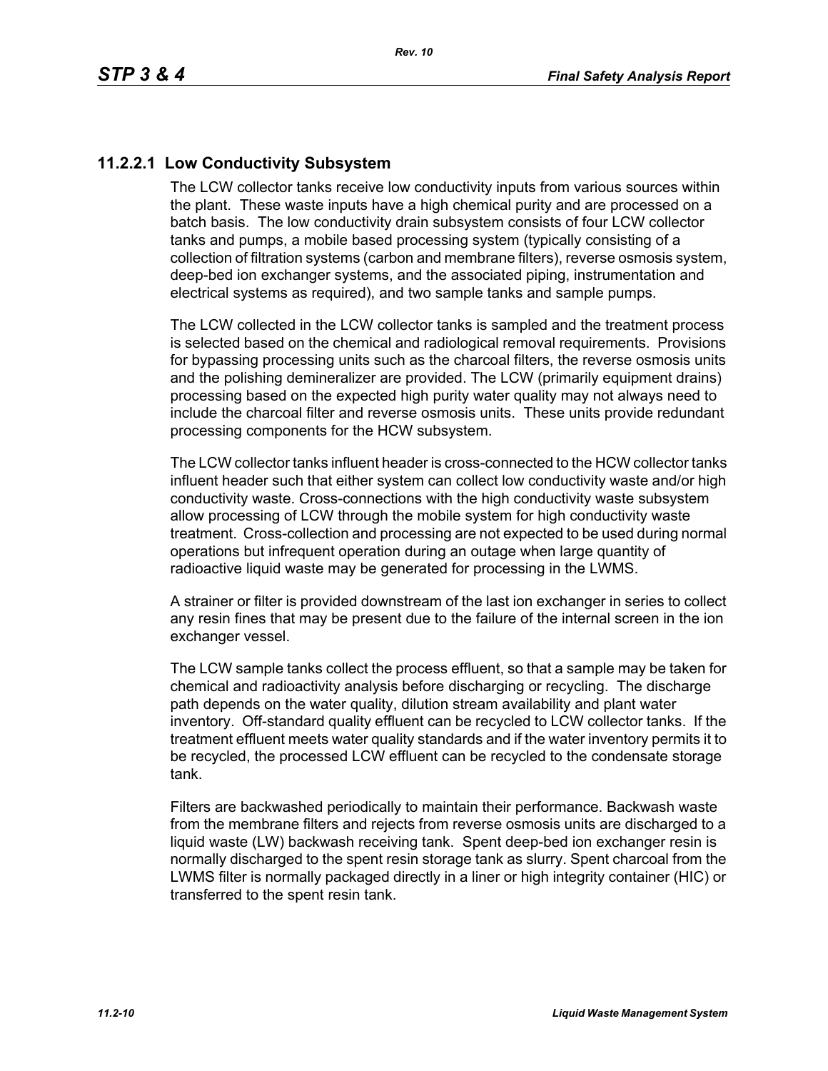### 11.2.2.1 Low Conductivity Subsystem

The LCW collector tanks receive low conductivity inputs from various sources within the plant. These waste inputs have a high chemical purity and are processed on a batch basis. The low conductivity drain subsystem consists of four LCW collector tanks and pumps, a mobile based processing system (typically consisting of a collection of filtration systems (carbon and membrane filters), reverse osmosis system, deep-bed ion exchanger systems, and the associated piping, instrumentation and electrical systems as required), and two sample tanks and sample pumps.

The LCW collected in the LCW collector tanks is sampled and the treatment process is selected based on the chemical and radiological removal requirements. Provisions for bypassing processing units such as the charcoal filters, the reverse osmosis units and the polishing demineralizer are provided. The LCW (primarily equipment drains) processing based on the expected high purity water quality may not always need to include the charcoal filter and reverse osmosis units. These units provide redundant processing components for the HCW subsystem.

The LCW collector tanks influent header is cross-connected to the HCW collector tanks influent header such that either system can collect low conductivity waste and/or high conductivity waste. Cross-connections with the high conductivity waste subsystem allow processing of LCW through the mobile system for high conductivity waste treatment. Cross-collection and processing are not expected to be used during normal operations but infrequent operation during an outage when large quantity of radioactive liquid waste may be generated for processing in the LWMS.

A strainer or filter is provided downstream of the last ion exchanger in series to collect any resin fines that may be present due to the failure of the internal screen in the ion exchanger vessel.

The LCW sample tanks collect the process effluent, so that a sample may be taken for chemical and radioactivity analysis before discharging or recycling. The discharge path depends on the water quality, dilution stream availability and plant water inventory. Off-standard quality effluent can be recycled to LCW collector tanks. If the treatment effluent meets water quality standards and if the water inventory permits it to be recycled, the processed LCW effluent can be recycled to the condensate storage tank.

Filters are backwashed periodically to maintain their performance. Backwash waste from the membrane filters and rejects from reverse osmosis units are discharged to a liquid waste (LW) backwash receiving tank. Spent deep-bed ion exchanger resin is normally discharged to the spent resin storage tank as slurry. Spent charcoal from the LWMS filter is normally packaged directly in a liner or high integrity container (HIC) or transferred to the spent resin tank.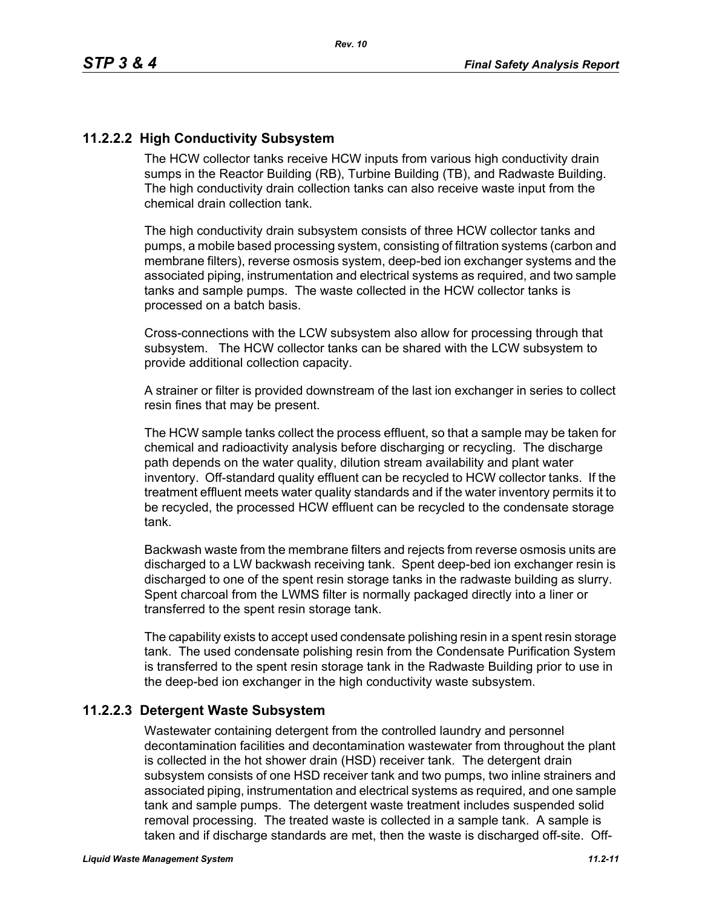### 11.2.2.2 High Conductivity Subsystem

The HCW collector tanks receive HCW inputs from various high conductivity drain sumps in the Reactor Building (RB), Turbine Building (TB), and Radwaste Building. The high conductivity drain collection tanks can also receive waste input from the chemical drain collection tank.

The high conductivity drain subsystem consists of three HCW collector tanks and pumps, a mobile based processing system, consisting of filtration systems (carbon and membrane filters), reverse osmosis system, deep-bed ion exchanger systems and the associated piping, instrumentation and electrical systems as required, and two sample tanks and sample pumps. The waste collected in the HCW collector tanks is processed on a batch basis.

Cross-connections with the LCW subsystem also allow for processing through that subsystem. The HCW collector tanks can be shared with the LCW subsystem to provide additional collection capacity.

A strainer or filter is provided downstream of the last ion exchanger in series to collect resin fines that may be present.

The HCW sample tanks collect the process effluent, so that a sample may be taken for chemical and radioactivity analysis before discharging or recycling. The discharge path depends on the water quality, dilution stream availability and plant water inventory. Off-standard quality effluent can be recycled to HCW collector tanks. If the treatment effluent meets water quality standards and if the water inventory permits it to be recycled, the processed HCW effluent can be recycled to the condensate storage tank.

Backwash waste from the membrane filters and rejects from reverse osmosis units are discharged to a LW backwash receiving tank. Spent deep-bed ion exchanger resin is discharged to one of the spent resin storage tanks in the radwaste building as slurry. Spent charcoal from the LWMS filter is normally packaged directly into a liner or transferred to the spent resin storage tank.

The capability exists to accept used condensate polishing resin in a spent resin storage tank. The used condensate polishing resin from the Condensate Purification System is transferred to the spent resin storage tank in the Radwaste Building prior to use in the deep-bed ion exchanger in the high conductivity waste subsystem.

### 11.2.2.3 Detergent Waste Subsystem

Wastewater containing detergent from the controlled laundry and personnel decontamination facilities and decontamination wastewater from throughout the plant is collected in the hot shower drain (HSD) receiver tank. The detergent drain subsystem consists of one HSD receiver tank and two pumps, two inline strainers and associated piping, instrumentation and electrical systems as required, and one sample tank and sample pumps. The detergent waste treatment includes suspended solid removal processing. The treated waste is collected in a sample tank. A sample is taken and if discharge standards are met, then the waste is discharged off-site. Off-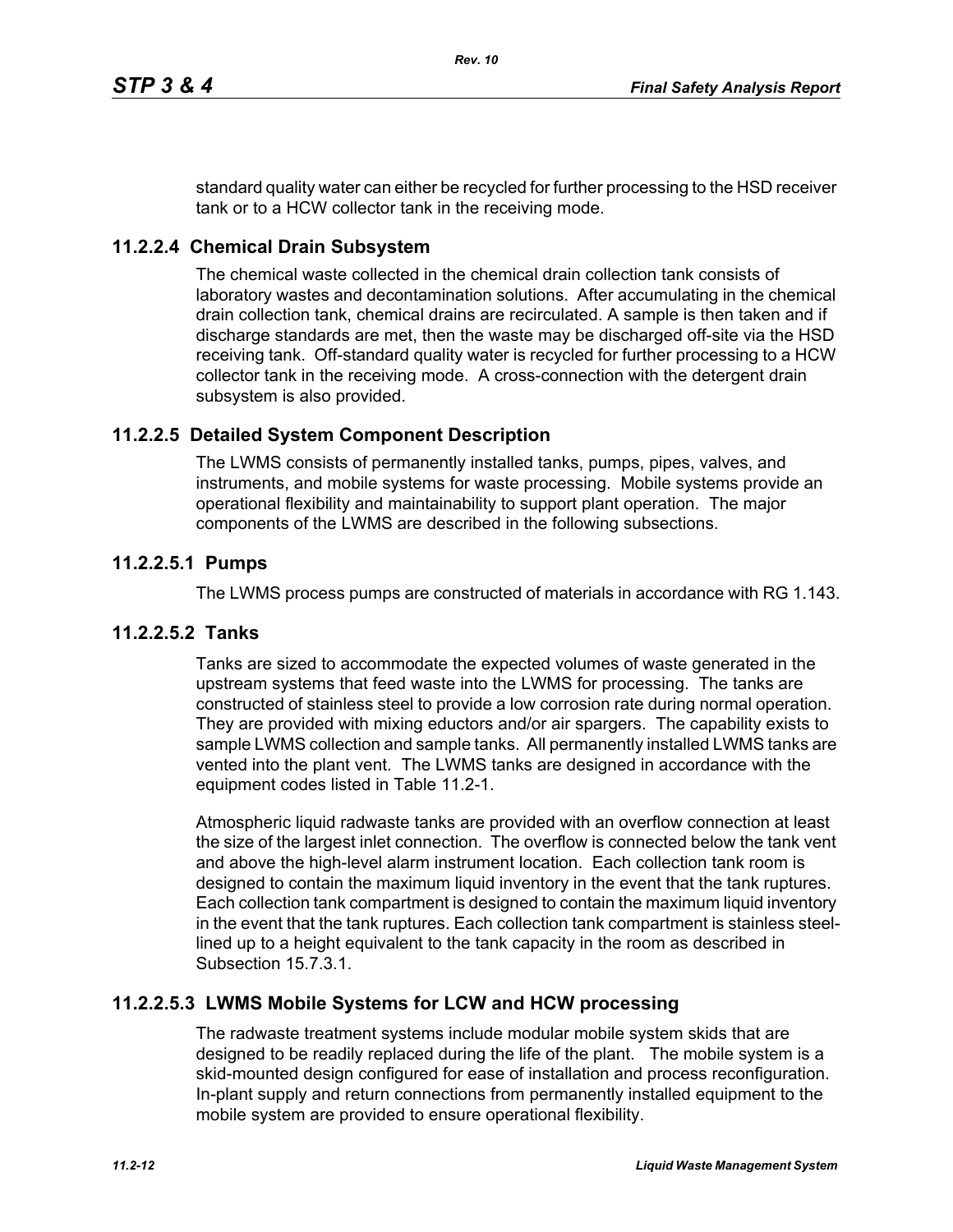standard quality water can either be recycled for further processing to the HSD receiver tank or to a HCW collector tank in the receiving mode.

### 11.2.2.4 Chemical Drain Subsystem

The chemical waste collected in the chemical drain collection tank consists of laboratory wastes and decontamination solutions. After accumulating in the chemical drain collection tank, chemical drains are recirculated. A sample is then taken and if discharge standards are met, then the waste may be discharged off-site via the HSD receiving tank. Off-standard quality water is recycled for further processing to a HCW collector tank in the receiving mode. A cross-connection with the detergent drain subsystem is also provided.

### 11.2.2.5 Detailed System Component Description

The LWMS consists of permanently installed tanks, pumps, pipes, valves, and instruments, and mobile systems for waste processing. Mobile systems provide an operational flexibility and maintainability to support plant operation. The major components of the LWMS are described in the following subsections.

#### 11.2.2.5.1 Pumps

The LWMS process pumps are constructed of materials in accordance with RG 1.143.

#### 11.2.2.5.2 Tanks

Tanks are sized to accommodate the expected volumes of waste generated in the upstream systems that feed waste into the LWMS for processing. The tanks are constructed of stainless steel to provide a low corrosion rate during normal operation. They are provided with mixing eductors and/or air spargers. The capability exists to sample LWMS collection and sample tanks. All permanently installed LWMS tanks are vented into the plant vent. The LWMS tanks are designed in accordance with the equipment codes listed in Table 11.2-1.

Atmospheric liquid radwaste tanks are provided with an overflow connection at least the size of the largest inlet connection. The overflow is connected below the tank vent and above the high-level alarm instrument location. Each collection tank room is designed to contain the maximum liquid inventory in the event that the tank ruptures. Each collection tank compartment is designed to contain the maximum liquid inventory in the event that the tank ruptures. Each collection tank compartment is stainless steel-lined up to a height equivalent to the tank capacity in the room as described in Subsection 15.7.3.1.

#### 11.2.2.5.3 LWMS Mobile Systems for LCW and HCW processing

The radwaste treatment systems include modular mobile system skids that are designed to be readily replaced during the life of the plant. The mobile system is a skid-mounted design configured for ease of installation and process reconfiguration. In-plant supply and return connections from permanently installed equipment to the mobile system are provided to ensure operational flexibility.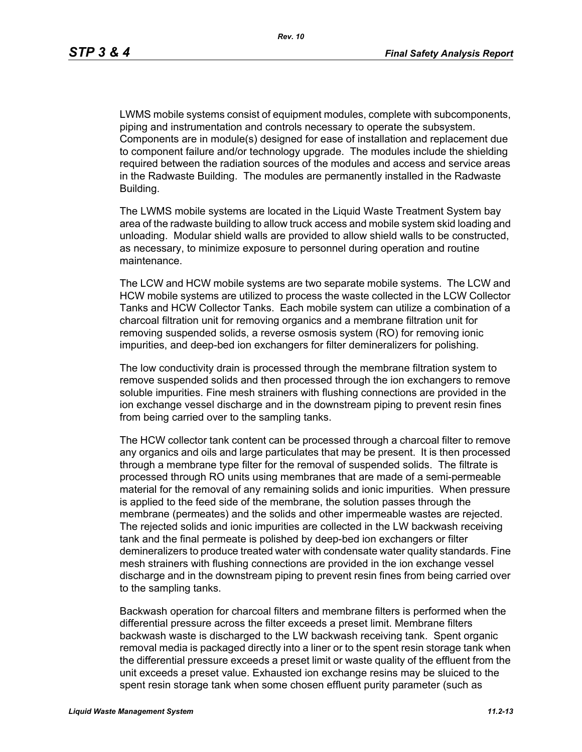LWMS mobile systems consist of equipment modules, complete with subcomponents, piping and instrumentation and controls necessary to operate the subsystem. Components are in module(s) designed for ease of installation and replacement due to component failure and/or technology upgrade. The modules include the shielding required between the radiation sources of the modules and access and service areas in the Radwaste Building. The modules are permanently installed in the Radwaste Building.

The LWMS mobile systems are located in the Liquid Waste Treatment System bay area of the radwaste building to allow truck access and mobile system skid loading and unloading. Modular shield walls are provided to allow shield walls to be constructed, as necessary, to minimize exposure to personnel during operation and routine maintenance.

The LCW and HCW mobile systems are two separate mobile systems. The LCW and HCW mobile systems are utilized to process the waste collected in the LCW Collector Tanks and HCW Collector Tanks. Each mobile system can utilize a combination of a charcoal filtration unit for removing organics and a membrane filtration unit for removing suspended solids, a reverse osmosis system (RO) for removing ionic impurities, and deep-bed ion exchangers for filter demineralizers for polishing.

The low conductivity drain is processed through the membrane filtration system to remove suspended solids and then processed through the ion exchangers to remove soluble impurities. Fine mesh strainers with flushing connections are provided in the ion exchange vessel discharge and in the downstream piping to prevent resin fines from being carried over to the sampling tanks.

The HCW collector tank content can be processed through a charcoal filter to remove any organics and oils and large particulates that may be present. It is then processed through a membrane type filter for the removal of suspended solids. The filtrate is processed through RO units using membranes that are made of a semi-permeable material for the removal of any remaining solids and ionic impurities. When pressure is applied to the feed side of the membrane, the solution passes through the membrane (permeates) and the solids and other impermeable wastes are rejected. The rejected solids and ionic impurities are collected in the LW backwash receiving tank and the final permeate is polished by deep-bed ion exchangers or filter demineralizers to produce treated water with condensate water quality standards. Fine mesh strainers with flushing connections are provided in the ion exchange vessel discharge and in the downstream piping to prevent resin fines from being carried over to the sampling tanks.

Backwash operation for charcoal filters and membrane filters is performed when the differential pressure across the filter exceeds a preset limit. Membrane filters backwash waste is discharged to the LW backwash receiving tank. Spent organic removal media is packaged directly into a liner or to the spent resin storage tank when the differential pressure exceeds a preset limit or waste quality of the effluent from the unit exceeds a preset value. Exhausted ion exchange resins may be sluiced to the spent resin storage tank when some chosen effluent purity parameter (such as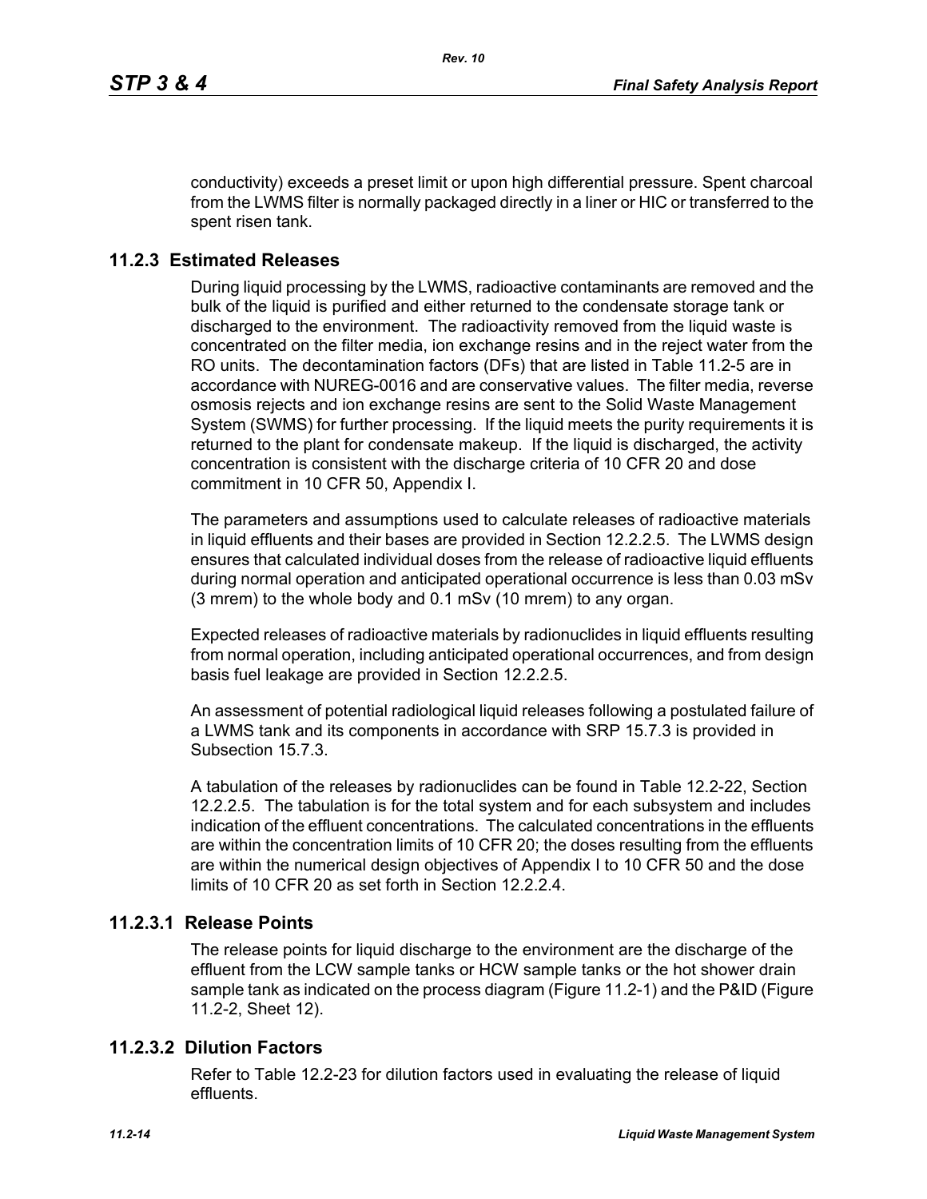conductivity) exceeds a preset limit or upon high differential pressure. Spent charcoal from the LWMS filter is normally packaged directly in a liner or HIC or transferred to the spent risen tank.

## 11.2.3 Estimated Releases

During liquid processing by the LWMS, radioactive contaminants are removed and the bulk of the liquid is purified and either returned to the condensate storage tank or discharged to the environment. The radioactivity removed from the liquid waste is concentrated on the filter media, ion exchange resins and in the reject water from the RO units. The decontamination factors (DFs) that are listed in Table 11.2-5 are in accordance with NUREG-0016 and are conservative values. The filter media, reverse osmosis rejects and ion exchange resins are sent to the Solid Waste Management System (SWMS) for further processing. If the liquid meets the purity requirements it is returned to the plant for condensate makeup. If the liquid is discharged, the activity concentration is consistent with the discharge criteria of 10 CFR 20 and dose commitment in 10 CFR 50, Appendix I.

The parameters and assumptions used to calculate releases of radioactive materials in liquid effluents and their bases are provided in Section 12.2.2.5. The LWMS design ensures that calculated individual doses from the release of radioactive liquid effluents during normal operation and anticipated operational occurrence is less than 0.03 mSv (3 mrem) to the whole body and 0.1 mSv (10 mrem) to any organ.

Expected releases of radioactive materials by radionuclides in liquid effluents resulting from normal operation, including anticipated operational occurrences, and from design basis fuel leakage are provided in Section 12.2.2.5.

An assessment of potential radiological liquid releases following a postulated failure of a LWMS tank and its components in accordance with SRP 15.7.3 is provided in Subsection 15.7.3.

A tabulation of the releases by radionuclides can be found in Table 12.2-22, Section 12.2.2.5. The tabulation is for the total system and for each subsystem and includes indication of the effluent concentrations. The calculated concentrations in the effluents are within the concentration limits of 10 CFR 20; the doses resulting from the effluents are within the numerical design objectives of Appendix I to 10 CFR 50 and the dose limits of 10 CFR 20 as set forth in Section 12.2.2.4.

### 11.2.3.1 Release Points

The release points for liquid discharge to the environment are the discharge of the effluent from the LCW sample tanks or HCW sample tanks or the hot shower drain sample tank as indicated on the process diagram (Figure 11.2-1) and the P&ID (Figure 11.2-2, Sheet 12).

### 11.2.3.2 Dilution Factors

Refer to Table 12.2-23 for dilution factors used in evaluating the release of liquid effluents.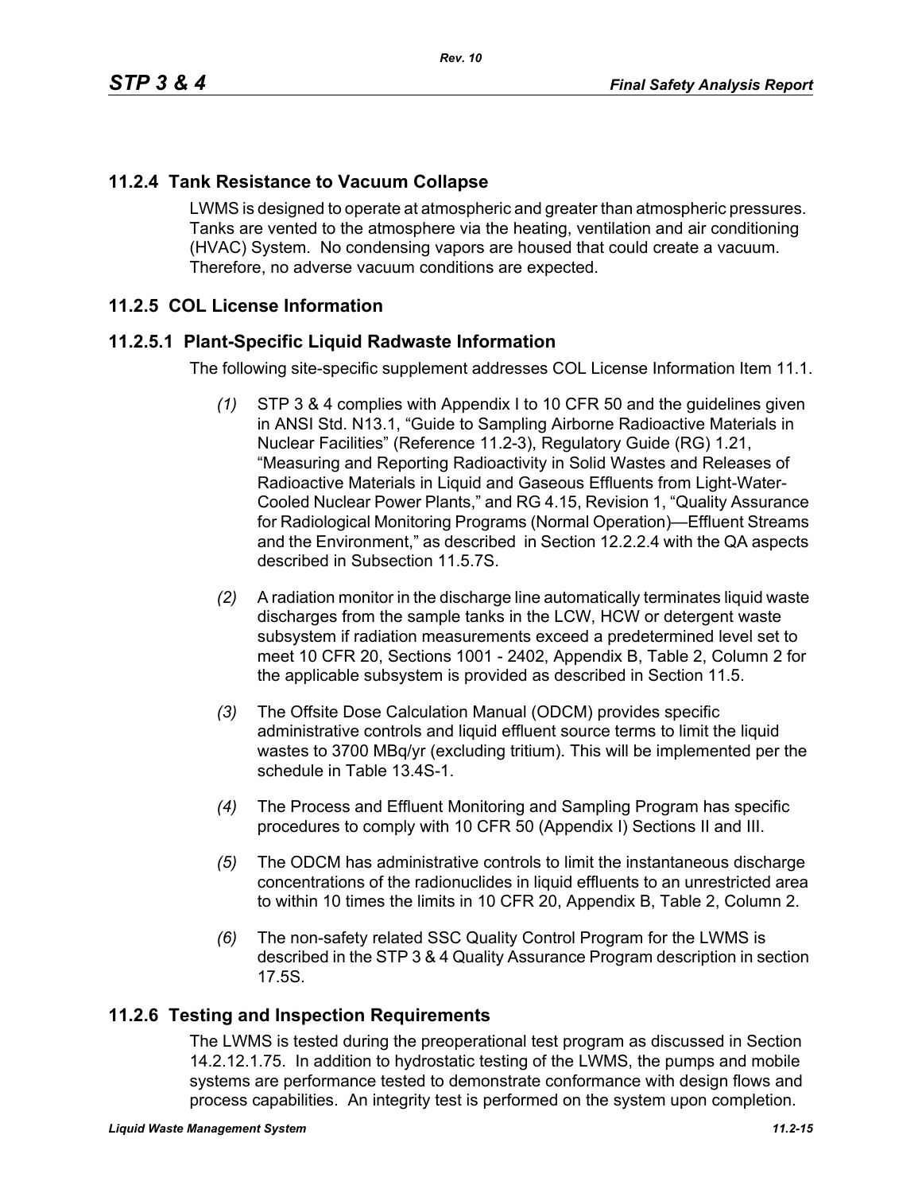## 11.2.4 Tank Resistance to Vacuum Collapse

LWMS is designed to operate at atmospheric and greater than atmospheric pressures. Tanks are vented to the atmosphere via the heating, ventilation and air conditioning (HVAC) System. No condensing vapors are housed that could create a vacuum. Therefore, no adverse vacuum conditions are expected.

## 11.2.5 COL License Information

### 11.2.5.1 Plant-Specific Liquid Radwaste Information

The following site-specific supplement addresses COL License Information Item 11.1.

*(1)* STP 3 & 4 complies with Appendix I to 10 CFR 50 and the guidelines given in ANSI Std. N13.1, "Guide to Sampling Airborne Radioactive Materials in Nuclear Facilities" (Reference 11.2-3), Regulatory Guide (RG) 1.21, "Measuring and Reporting Radioactivity in Solid Wastes and Releases of Radioactive Materials in Liquid and Gaseous Effluents from Light-Water-Cooled Nuclear Power Plants," and RG 4.15, Revision 1, "Quality Assurance for Radiological Monitoring Programs (Normal Operation)—Effluent Streams and the Environment," as described in Section 12.2.2.4 with the QA aspects described in Subsection 11.5.7S.

*(2)* A radiation monitor in the discharge line automatically terminates liquid waste discharges from the sample tanks in the LCW, HCW or detergent waste subsystem if radiation measurements exceed a predetermined level set to meet 10 CFR 20, Sections 1001 - 2402, Appendix B, Table 2, Column 2 for the applicable subsystem is provided as described in Section 11.5.

*(3)* The Offsite Dose Calculation Manual (ODCM) provides specific administrative controls and liquid effluent source terms to limit the liquid wastes to 3700 MBq/yr (excluding tritium). This will be implemented per the schedule in Table 13.4S-1.

*(4)* The Process and Effluent Monitoring and Sampling Program has specific procedures to comply with 10 CFR 50 (Appendix I) Sections II and III.

*(5)* The ODCM has administrative controls to limit the instantaneous discharge concentrations of the radionuclides in liquid effluents to an unrestricted area to within 10 times the limits in 10 CFR 20, Appendix B, Table 2, Column 2.

*(6)* The non-safety related SSC Quality Control Program for the LWMS is described in the STP 3 & 4 Quality Assurance Program description in section 17.5S.

## 11.2.6 Testing and Inspection Requirements

The LWMS is tested during the preoperational test program as discussed in Section 14.2.12.1.75. In addition to hydrostatic testing of the LWMS, the pumps and mobile systems are performance tested to demonstrate conformance with design flows and process capabilities. An integrity test is performed on the system upon completion.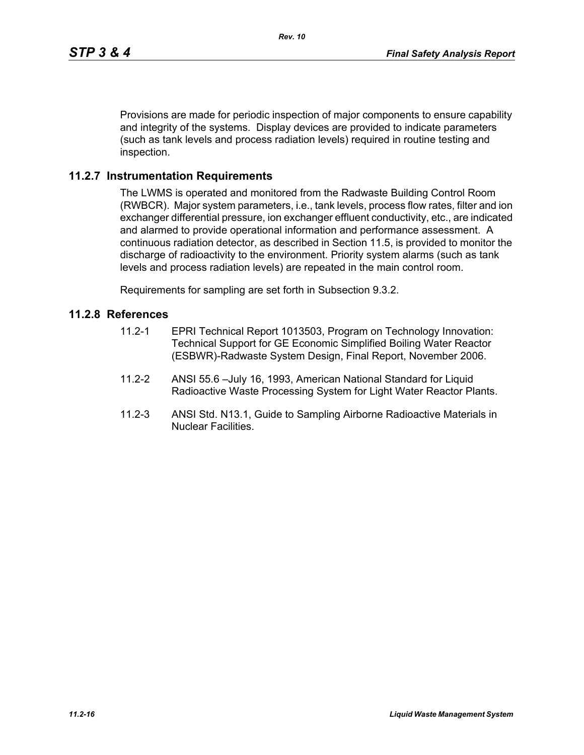Provisions are made for periodic inspection of major components to ensure capability and integrity of the systems. Display devices are provided to indicate parameters (such as tank levels and process radiation levels) required in routine testing and inspection.

## 11.2.7 Instrumentation Requirements

The LWMS is operated and monitored from the Radwaste Building Control Room (RWBCR). Major system parameters, i.e., tank levels, process flow rates, filter and ion exchanger differential pressure, ion exchanger effluent conductivity, etc., are indicated and alarmed to provide operational information and performance assessment. A continuous radiation detector, as described in Section 11.5, is provided to monitor the discharge of radioactivity to the environment. Priority system alarms (such as tank levels and process radiation levels) are repeated in the main control room.

Requirements for sampling are set forth in Subsection 9.3.2.

## 11.2.8 References

11.2-1 EPRI Technical Report 1013503, Program on Technology Innovation: Technical Support for GE Economic Simplified Boiling Water Reactor (ESBWR)-Radwaste System Design, Final Report, November 2006.

11.2-2 ANSI 55.6 –July 16, 1993, American National Standard for Liquid Radioactive Waste Processing System for Light Water Reactor Plants.

11.2-3 ANSI Std. N13.1, Guide to Sampling Airborne Radioactive Materials in Nuclear Facilities.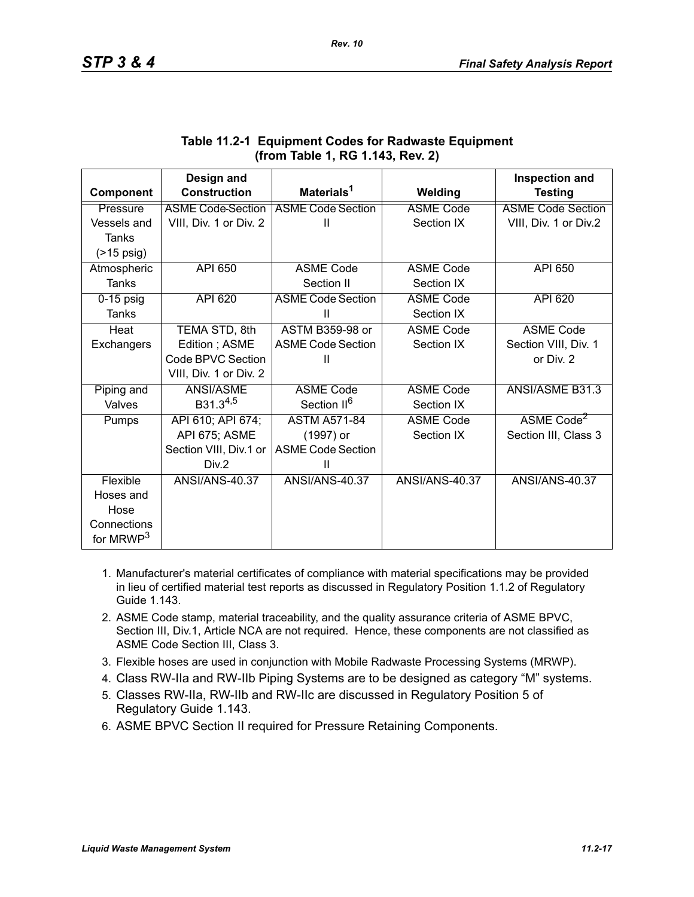**Table 11.2-1 Equipment Codes for Radwaste Equipment (from Table 1, RG 1.143, Rev. 2)**

| Component | Design and Construction | Materials[1] | Welding | Inspection and Testing |
|---|---|---|---|---|
| Pressure Vessels and Tanks (>15 psig) | ASME Code Section VIII, Div. 1 or Div. 2 | ASME Code Section II | ASME Code Section IX | ASME Code Section VIII, Div. 1 or Div.2 |
| Atmospheric Tanks | API 650 | ASME Code Section II | ASME Code Section IX | API 650 |
| 0-15 psig Tanks | API 620 | ASME Code Section II | ASME Code Section IX | API 620 |
| Heat Exchangers | TEMA STD, 8th Edition ; ASME Code BPVC Section VIII, Div. 1 or Div. 2 | ASTM B359-98 or ASME Code Section II | ASME Code Section IX | ASME Code Section VIII, Div. 1 or Div. 2 |
| Piping and Valves | ANSI/ASME B31.3[4,5] | ASME Code Section II[6] | ASME Code Section IX | ANSI/ASME B31.3 |
| Pumps | API 610; API 674; API 675; ASME Section VIII, Div.1 or Div.2 | ASTM A571-84 (1997) or ASME Code Section II | ASME Code Section IX | ASME Code[2] Section III, Class 3 |
| Flexible Hoses and Hose Connections for MRWP[3] | ANSI/ANS-40.37 | ANSI/ANS-40.37 | ANSI/ANS-40.37 | ANSI/ANS-40.37 |

1. Manufacturer's material certificates of compliance with material specifications may be provided in lieu of certified material test reports as discussed in Regulatory Position 1.1.2 of Regulatory Guide 1.143.
2. ASME Code stamp, material traceability, and the quality assurance criteria of ASME BPVC, Section III, Div.1, Article NCA are not required. Hence, these components are not classified as ASME Code Section III, Class 3.
3. Flexible hoses are used in conjunction with Mobile Radwaste Processing Systems (MRWP).
4. Class RW-IIa and RW-IIb Piping Systems are to be designed as category “M” systems.
5. Classes RW-IIa, RW-IIb and RW-IIc are discussed in Regulatory Position 5 of Regulatory Guide 1.143.
6. ASME BPVC Section II required for Pressure Retaining Components.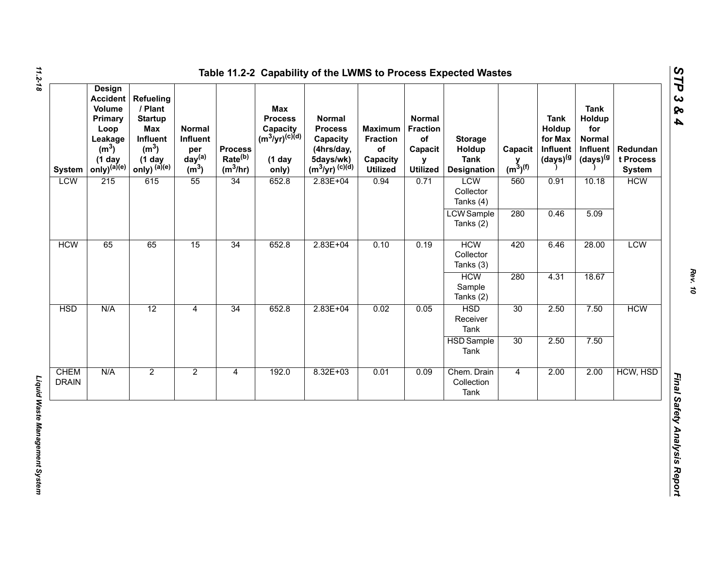# Table 11.2-2 Capability of the LWMS to Process Expected Wastes

| System | Design Accident Volume Primary Loop Leakage ($m^3$) (1 day only)[(a)(e)] | Refueling / Plant Startup Max Influent ($m^3$) (1 day only) [(a)(e)] | Normal Influent per day[(a)] ($m^3$) | Process Rate[(b)] ($m^3$/hr) | Max Process Capacity ($m^3$/yr)[(c)(d)] (1 day only) | Normal Process Capacity (4hrs/day, 5days/wk) ($m^3$/yr) [(c)(d)] | Maximum Fraction of Capacity Utilized | Normal Fraction of Capacity Utilized | Storage Holdup Tank Designation | Capacity ($m^3$)[(f)] | Tank Holdup for Max Influent (days)[(g)] | Tank Holdup for Normal Influent (days)[(g)] | Redundant Process System |
|---|---|---|---|---|---|---|---|---|---|---|---|---|---|
| LCW | 215 | 615 | 55 | 34 | 652.8 | 2.83E+04 | 0.94 | 0.71 | LCW Collector Tanks (4) | 560 | 0.91 | 10.18 | HCW |
| | | | | | | | | | LCW Sample Tanks (2) | 280 | 0.46 | 5.09 | |
| HCW | 65 | 65 | 15 | 34 | 652.8 | 2.83E+04 | 0.10 | 0.19 | HCW Collector Tanks (3) | 420 | 6.46 | 28.00 | LCW |
| | | | | | | | | | HCW Sample Tanks (2) | 280 | 4.31 | 18.67 | |
| HSD | N/A | 12 | 4 | 34 | 652.8 | 2.83E+04 | 0.02 | 0.05 | HSD Receiver Tank | 30 | 2.50 | 7.50 | HCW |
| | | | | | | | | | HSD Sample Tank | 30 | 2.50 | 7.50 | |
| CHEM DRAIN | N/A | 2 | 2 | 4 | 192.0 | 8.32E+03 | 0.01 | 0.09 | Chem. Drain Collection Tank | 4 | 2.00 | 2.00 | HCW, HSD |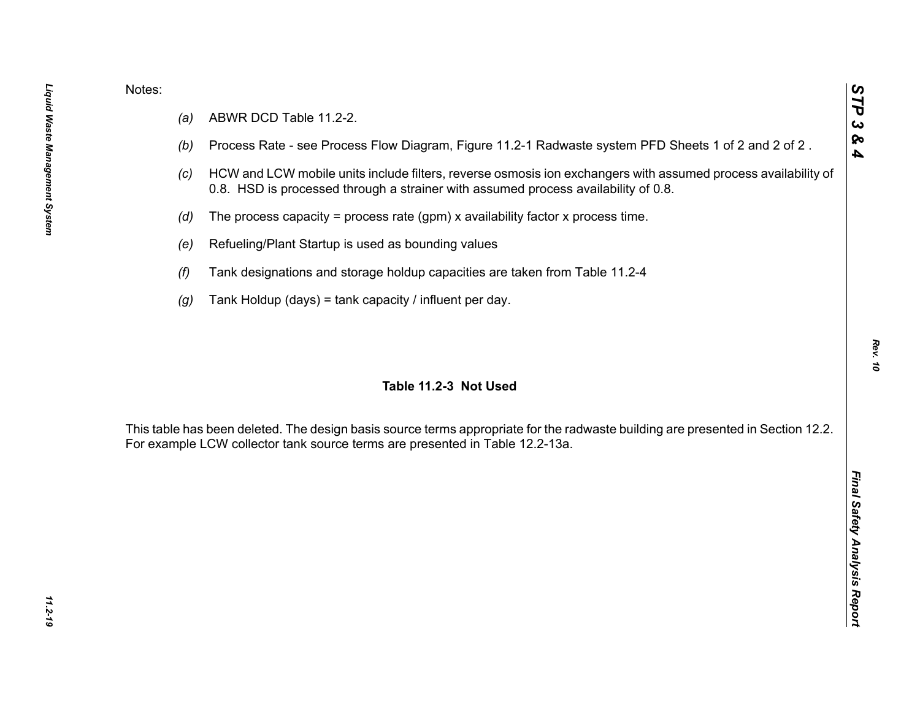Notes:

*(a)* ABWR DCD Table 11.2-2.

*(b)* Process Rate - see Process Flow Diagram, Figure 11.2-1 Radwaste system PFD Sheets 1 of 2 and 2 of 2 .

*(c)* HCW and LCW mobile units include filters, reverse osmosis ion exchangers with assumed process availability of 0.8. HSD is processed through a strainer with assumed process availability of 0.8.

*(d)* The process capacity = process rate (gpm) x availability factor x process time.

*(e)* Refueling/Plant Startup is used as bounding values

*(f)* Tank designations and storage holdup capacities are taken from Table 11.2-4

*(g)* Tank Holdup (days) = tank capacity / influent per day.

## Table 11.2-3 Not Used

This table has been deleted. The design basis source terms appropriate for the radwaste building are presented in Section 12.2. For example LCW collector tank source terms are presented in Table 12.2-13a.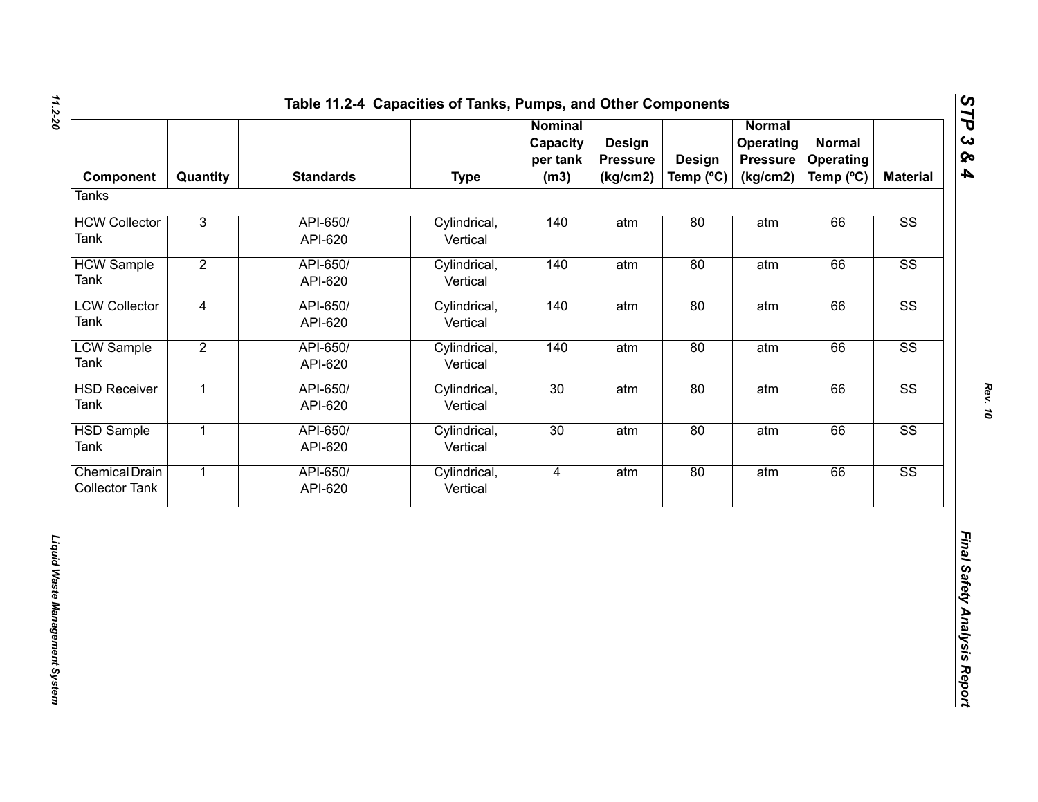## Table 11.2-4 Capacities of Tanks, Pumps, and Other Components

| Component | Quantity | Standards | Type | Nominal Capacity per tank (m3) | Design Pressure (kg/cm2) | Design Temp (ºC) | Normal Operating Pressure (kg/cm2) | Normal Operating Temp (ºC) | Material |
|---|---|---|---|---|---|---|---|---|---|
| Tanks | | | | | | | | | |
| HCW Collector Tank | 3 | API-650/ API-620 | Cylindrical, Vertical | 140 | atm | 80 | atm | 66 | SS |
| HCW Sample Tank | 2 | API-650/ API-620 | Cylindrical, Vertical | 140 | atm | 80 | atm | 66 | SS |
| LCW Collector Tank | 4 | API-650/ API-620 | Cylindrical, Vertical | 140 | atm | 80 | atm | 66 | SS |
| LCW Sample Tank | 2 | API-650/ API-620 | Cylindrical, Vertical | 140 | atm | 80 | atm | 66 | SS |
| HSD Receiver Tank | 1 | API-650/ API-620 | Cylindrical, Vertical | 30 | atm | 80 | atm | 66 | SS |
| HSD Sample Tank | 1 | API-650/ API-620 | Cylindrical, Vertical | 30 | atm | 80 | atm | 66 | SS |
| Chemical Drain Collector Tank | 1 | API-650/ API-620 | Cylindrical, Vertical | 4 | atm | 80 | atm | 66 | SS |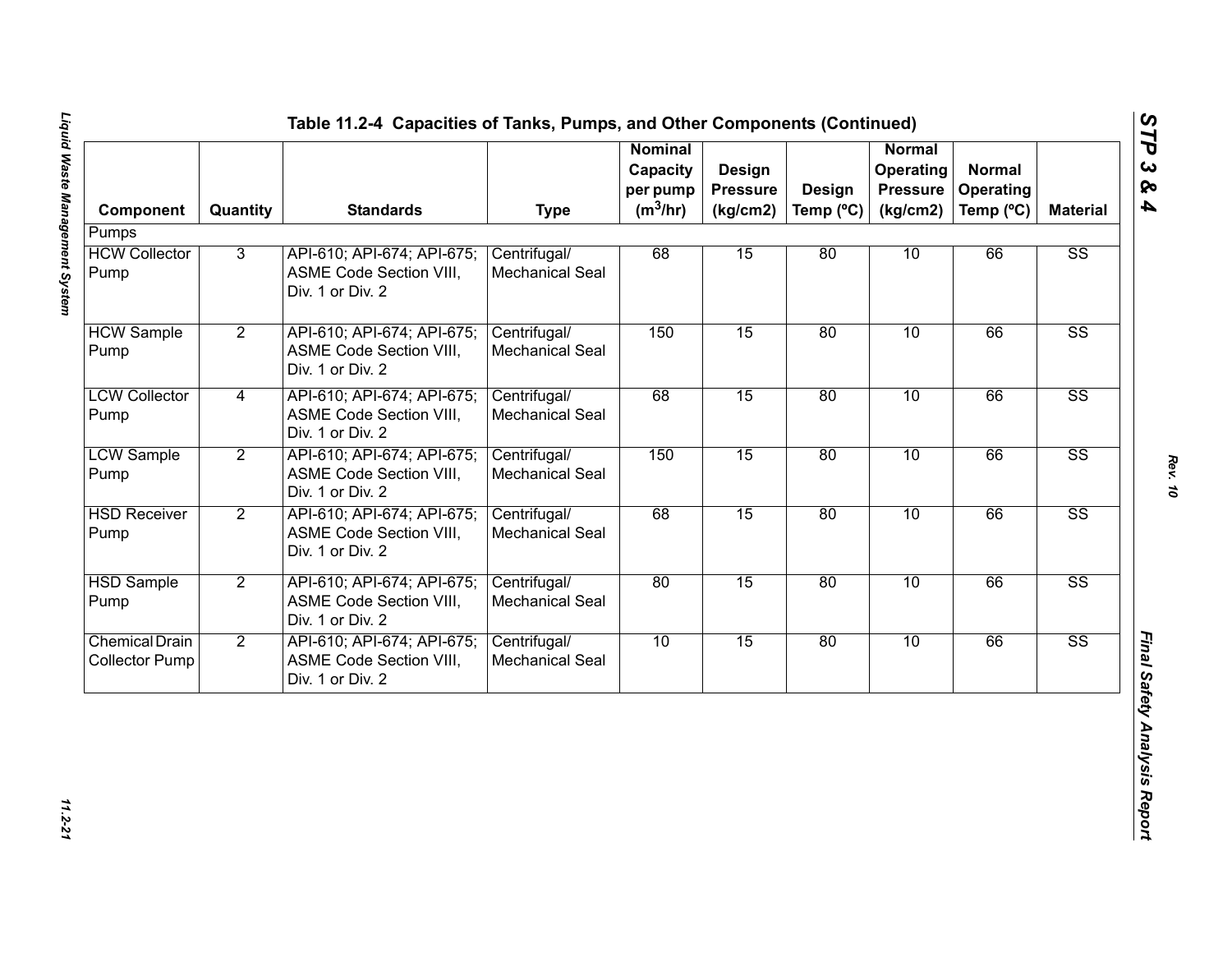## Table 11.2-4 Capacities of Tanks, Pumps, and Other Components (Continued)

| Component | Quantity | Standards | Type | Nominal Capacity per pump ($m^3$/hr) | Design Pressure (kg/cm2) | Design Temp (ºC) | Normal Operating Pressure (kg/cm2) | Normal Operating Temp (ºC) | Material |
|---|---|---|---|---|---|---|---|---|---|
| Pumps | | | | | | | | | |
| HCW Collector Pump | 3 | API-610; API-674; API-675; ASME Code Section VIII, Div. 1 or Div. 2 | Centrifugal/ Mechanical Seal | 68 | 15 | 80 | 10 | 66 | SS |
| HCW Sample Pump | 2 | API-610; API-674; API-675; ASME Code Section VIII, Div. 1 or Div. 2 | Centrifugal/ Mechanical Seal | 150 | 15 | 80 | 10 | 66 | SS |
| LCW Collector Pump | 4 | API-610; API-674; API-675; ASME Code Section VIII, Div. 1 or Div. 2 | Centrifugal/ Mechanical Seal | 68 | 15 | 80 | 10 | 66 | SS |
| LCW Sample Pump | 2 | API-610; API-674; API-675; ASME Code Section VIII, Div. 1 or Div. 2 | Centrifugal/ Mechanical Seal | 150 | 15 | 80 | 10 | 66 | SS |
| HSD Receiver Pump | 2 | API-610; API-674; API-675; ASME Code Section VIII, Div. 1 or Div. 2 | Centrifugal/ Mechanical Seal | 68 | 15 | 80 | 10 | 66 | SS |
| HSD Sample Pump | 2 | API-610; API-674; API-675; ASME Code Section VIII, Div. 1 or Div. 2 | Centrifugal/ Mechanical Seal | 80 | 15 | 80 | 10 | 66 | SS |
| Chemical Drain Collector Pump | 2 | API-610; API-674; API-675; ASME Code Section VIII, Div. 1 or Div. 2 | Centrifugal/ Mechanical Seal | 10 | 15 | 80 | 10 | 66 | SS |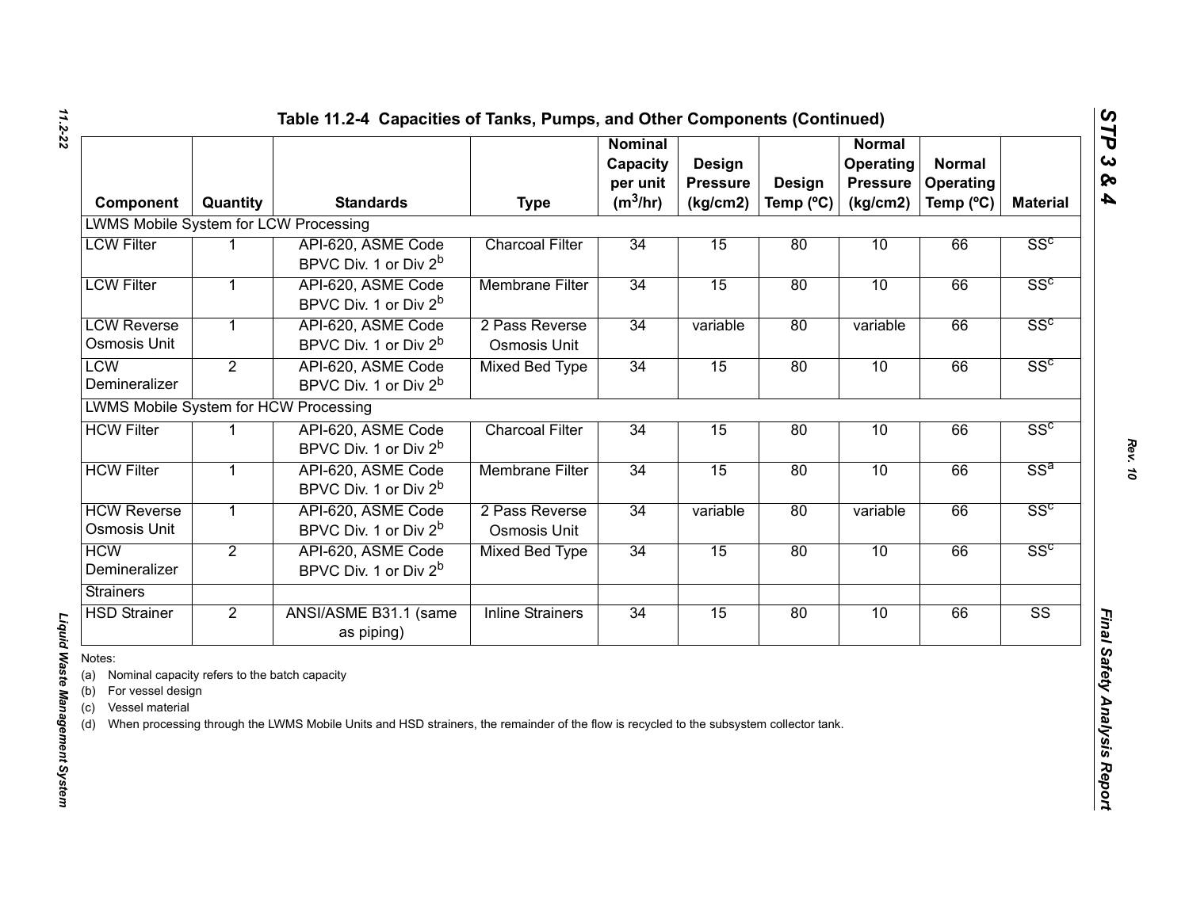**Table 11.2-4 Capacities of Tanks, Pumps, and Other Components (Continued)**

| Component | Quantity | Standards | Type | Nominal Capacity per unit ($m^3$/hr) | Design Pressure (kg/cm2) | Design Temp (ºC) | Normal Operating Pressure (kg/cm2) | Normal Operating Temp (ºC) | Material |
|---|---|---|---|---|---|---|---|---|---|
| LWMS Mobile System for LCW Processing | | | | | | | | | |
| LCW Filter | 1 | API-620, ASME Code BPVC Div. 1 or Div 2[b] | Charcoal Filter | 34 | 15 | 80 | 10 | 66 | SS[c] |
| LCW Filter | 1 | API-620, ASME Code BPVC Div. 1 or Div 2[b] | Membrane Filter | 34 | 15 | 80 | 10 | 66 | SS[c] |
| LCW Reverse Osmosis Unit | 1 | API-620, ASME Code BPVC Div. 1 or Div 2[b] | 2 Pass Reverse Osmosis Unit | 34 | variable | 80 | variable | 66 | SS[c] |
| LCW Demineralizer | 2 | API-620, ASME Code BPVC Div. 1 or Div 2[b] | Mixed Bed Type | 34 | 15 | 80 | 10 | 66 | SS[c] |
| LWMS Mobile System for HCW Processing | | | | | | | | | |
| HCW Filter | 1 | API-620, ASME Code BPVC Div. 1 or Div 2[b] | Charcoal Filter | 34 | 15 | 80 | 10 | 66 | SS[c] |
| HCW Filter | 1 | API-620, ASME Code BPVC Div. 1 or Div 2[b] | Membrane Filter | 34 | 15 | 80 | 10 | 66 | SS[a] |
| HCW Reverse Osmosis Unit | 1 | API-620, ASME Code BPVC Div. 1 or Div 2[b] | 2 Pass Reverse Osmosis Unit | 34 | variable | 80 | variable | 66 | SS[c] |
| HCW Demineralizer | 2 | API-620, ASME Code BPVC Div. 1 or Div 2[b] | Mixed Bed Type | 34 | 15 | 80 | 10 | 66 | SS[c] |
| Strainers | | | | | | | | | |
| HSD Strainer | 2 | ANSI/ASME B31.1 (same as piping) | Inline Strainers | 34 | 15 | 80 | 10 | 66 | SS |

Notes:

(a) Nominal capacity refers to the batch capacity

(b) For vessel design

(c) Vessel material

(d) When processing through the LWMS Mobile Units and HSD strainers, the remainder of the flow is recycled to the subsystem collector tank.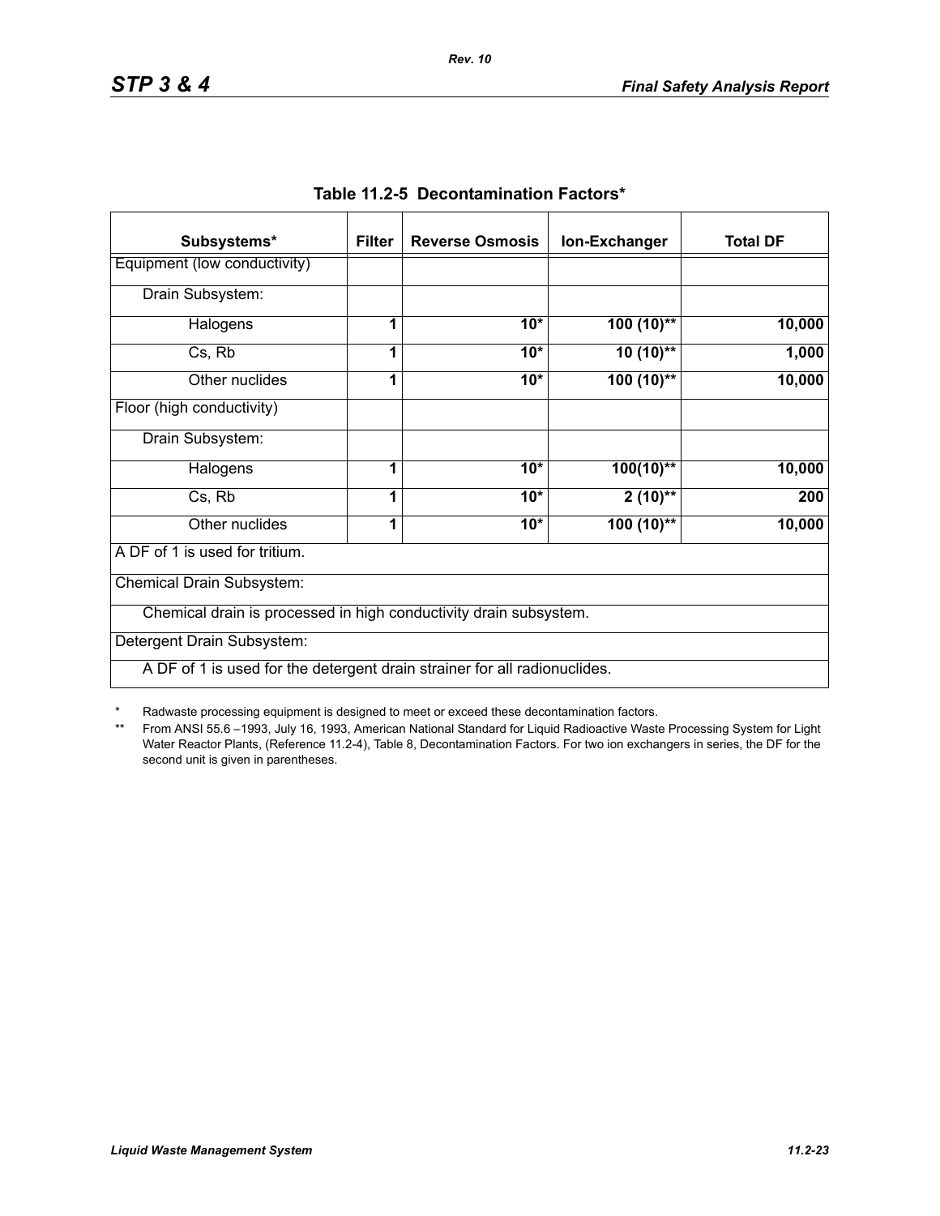**Table 11.2-5 Decontamination Factors***

| Subsystems* | Filter | Reverse Osmosis | Ion-Exchanger | Total DF |
|---|---|---|---|---|
| Equipment (low conductivity) | | | | |
| Drain Subsystem: | | | | |
| Halogens | 1 | 10* | 100 (10)** | 10,000 |
| Cs, Rb | 1 | 10* | 10 (10)** | 1,000 |
| Other nuclides | 1 | 10* | 100 (10)** | 10,000 |
| Floor (high conductivity) | | | | |
| Drain Subsystem: | | | | |
| Halogens | 1 | 10* | 100(10)** | 10,000 |
| Cs, Rb | 1 | 10* | 2 (10)** | 200 |
| Other nuclides | 1 | 10* | 100 (10)** | 10,000 |
| A DF of 1 is used for tritium. | | | | |
| Chemical Drain Subsystem: | | | | |
| Chemical drain is processed in high conductivity drain subsystem. | | | | |
| Detergent Drain Subsystem: | | | | |
| A DF of 1 is used for the detergent drain strainer for all radionuclides. | | | | |

\* Radwaste processing equipment is designed to meet or exceed these decontamination factors.

\*\* From ANSI 55.6 –1993, July 16, 1993, American National Standard for Liquid Radioactive Waste Processing System for Light Water Reactor Plants, (Reference 11.2-4), Table 8, Decontamination Factors. For two ion exchangers in series, the DF for the second unit is given in parentheses.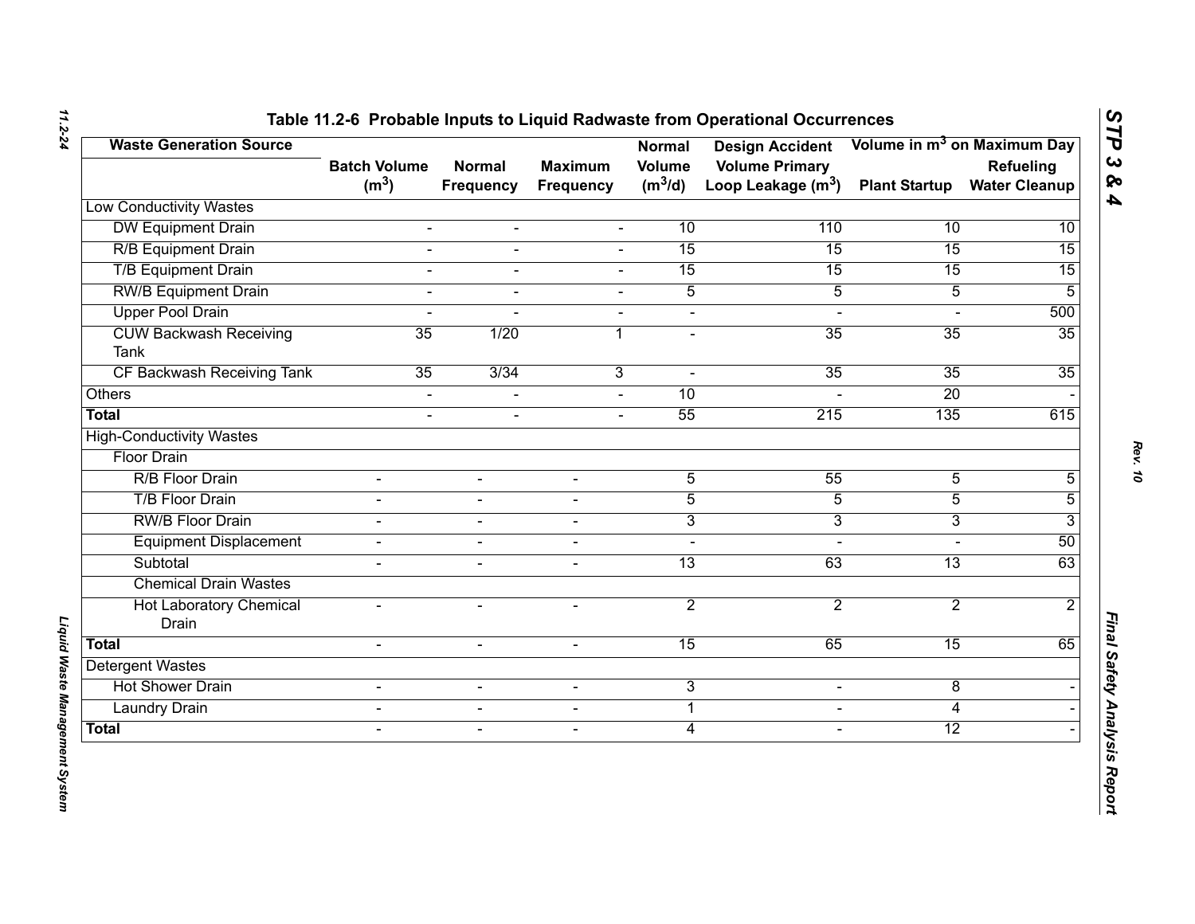## Table 11.2-6 Probable Inputs to Liquid Radwaste from Operational Occurrences

| Waste Generation Source | Batch Volume ($m^3$) | Normal Frequency | Maximum Frequency | Normal Volume ($m^3$/d) | Design Accident Volume Primary Loop Leakage ($m^3$) | Volume in $m^3$ on Maximum Day: Plant Startup | Volume in $m^3$ on Maximum Day: Refueling Water Cleanup |
|---|---|---|---|---|---|---|---|
| Low Conductivity Wastes | | | | | | | |
| DW Equipment Drain | - | - | - | 10 | 110 | 10 | 10 |
| R/B Equipment Drain | - | - | - | 15 | 15 | 15 | 15 |
| T/B Equipment Drain | - | - | - | 15 | 15 | 15 | 15 |
| RW/B Equipment Drain | - | - | - | 5 | 5 | 5 | 5 |
| Upper Pool Drain | - | - | - | - | - | - | 500 |
| CUW Backwash Receiving Tank | 35 | 1/20 | 1 | - | 35 | 35 | 35 |
| CF Backwash Receiving Tank | 35 | 3/34 | 3 | - | 35 | 35 | 35 |
| Others | - | - | - | 10 | - | 20 | - |
| **Total** | - | - | - | 55 | 215 | 135 | 615 |
| High-Conductivity Wastes | | | | | | | |
| Floor Drain | | | | | | | |
| R/B Floor Drain | - | - | - | 5 | 55 | 5 | 5 |
| T/B Floor Drain | - | - | - | 5 | 5 | 5 | 5 |
| RW/B Floor Drain | - | - | - | 3 | 3 | 3 | 3 |
| Equipment Displacement | - | - | - | - | - | - | 50 |
| Subtotal | - | - | - | 13 | 63 | 13 | 63 |
| Chemical Drain Wastes | | | | | | | |
| Hot Laboratory Chemical Drain | - | - | - | 2 | 2 | 2 | 2 |
| **Total** | - | - | - | 15 | 65 | 15 | 65 |
| Detergent Wastes | | | | | | | |
| Hot Shower Drain | - | - | - | 3 | - | 8 | - |
| Laundry Drain | - | - | - | 1 | - | 4 | - |
| **Total** | - | - | - | 4 | - | 12 | - |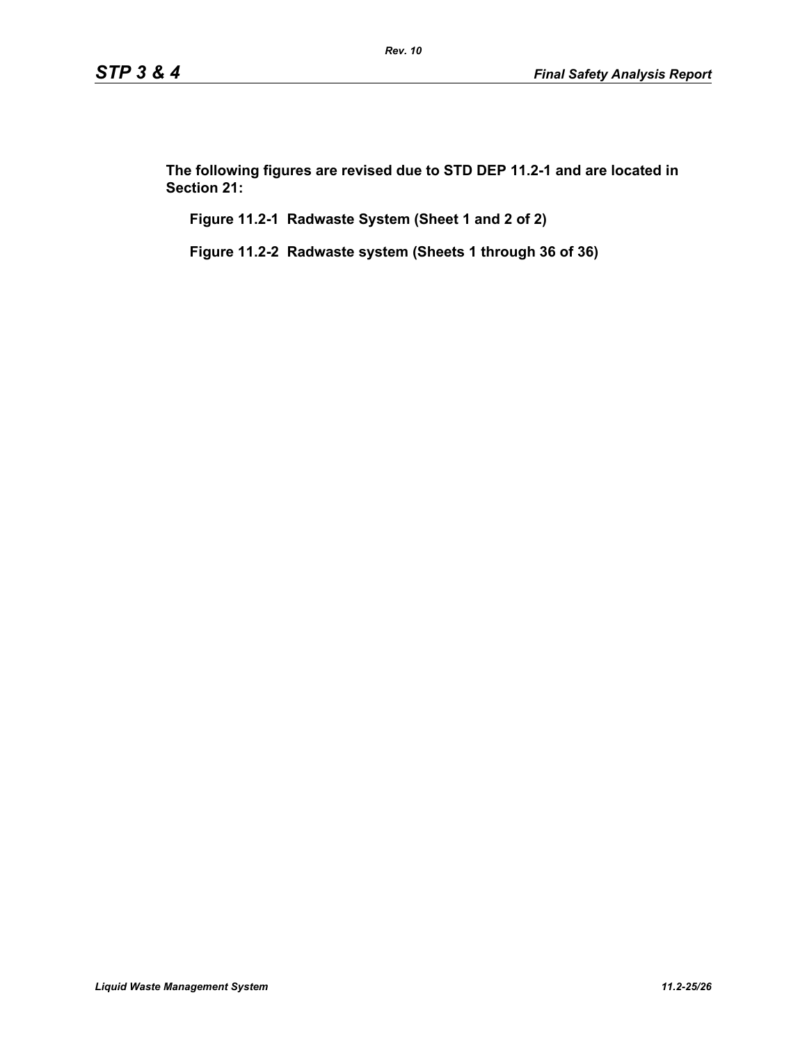**The following figures are revised due to STD DEP 11.2-1 and are located in Section 21:**

**Figure 11.2-1 Radwaste System (Sheet 1 and 2 of 2)**

**Figure 11.2-2 Radwaste system (Sheets 1 through 36 of 36)**